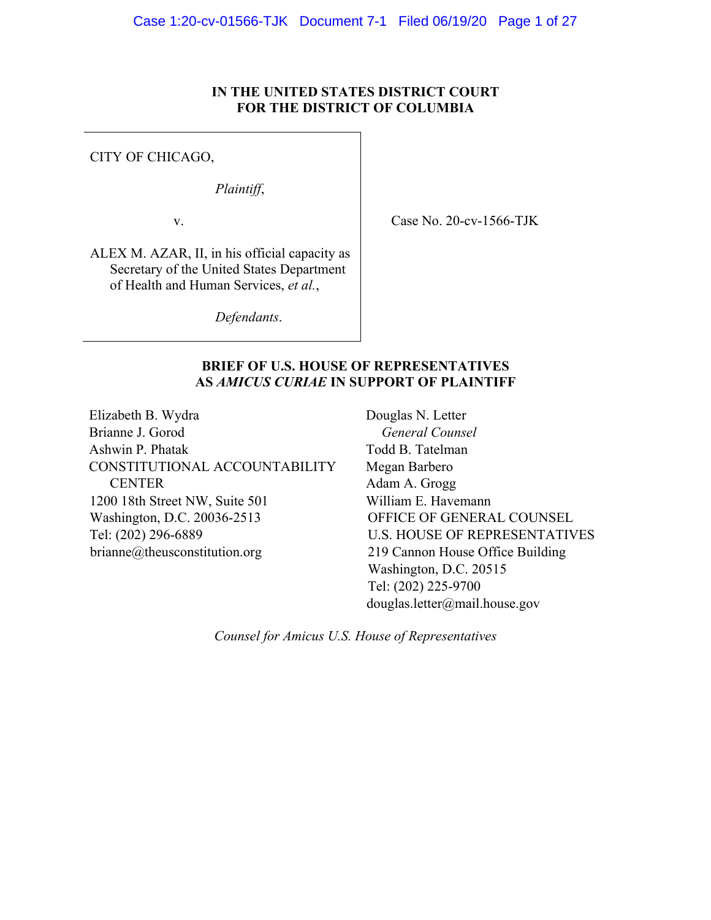**IN THE UNITED STATES DISTRICT COURT**
**FOR THE DISTRICT OF COLUMBIA**

CITY OF CHICAGO,

*Plaintiff*,

v.

ALEX M. AZAR, II, in his official capacity as Secretary of the United States Department of Health and Human Services, *et al.*,

*Defendants*.

Case No. 20-cv-1566-TJK

**BRIEF OF U.S. HOUSE OF REPRESENTATIVES AS *AMICUS CURIAE* IN SUPPORT OF PLAINTIFF**

Elizabeth B. Wydra
Brianne J. Gorod
Ashwin P. Phatak
CONSTITUTIONAL ACCOUNTABILITY CENTER
1200 18th Street NW, Suite 501
Washington, D.C. 20036-2513
Tel: (202) 296-6889
brianne@theusconstitution.org

Douglas N. Letter
*General Counsel*
Todd B. Tatelman
Megan Barbero
Adam A. Grogg
William E. Havemann
OFFICE OF GENERAL COUNSEL
U.S. HOUSE OF REPRESENTATIVES
219 Cannon House Office Building
Washington, D.C. 20515
Tel: (202) 225-9700
douglas.letter@mail.house.gov

*Counsel for Amicus U.S. House of Representatives*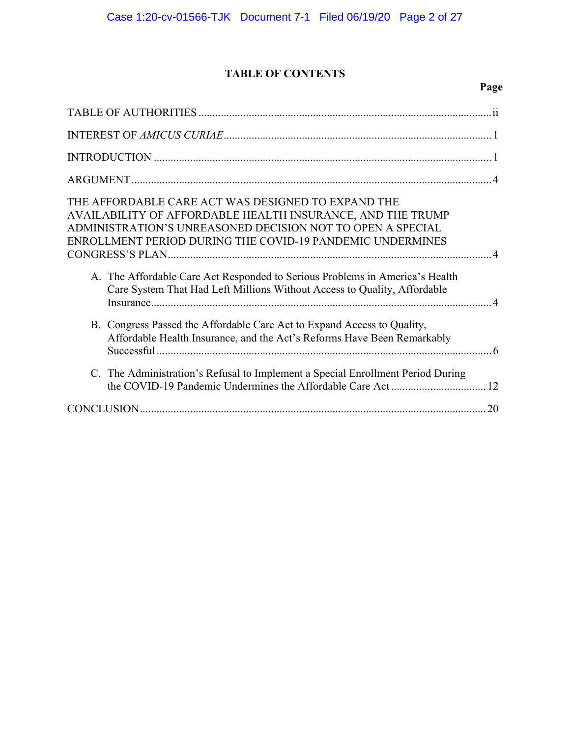# TABLE OF CONTENTS

**Page**

TABLE OF AUTHORITIES .......... ii

INTEREST OF *AMICUS CURIAE* .......... 1

INTRODUCTION .......... 1

ARGUMENT .......... 4

THE AFFORDABLE CARE ACT WAS DESIGNED TO EXPAND THE AVAILABILITY OF AFFORDABLE HEALTH INSURANCE, AND THE TRUMP ADMINISTRATION'S UNREASONED DECISION NOT TO OPEN A SPECIAL ENROLLMENT PERIOD DURING THE COVID-19 PANDEMIC UNDERMINES CONGRESS'S PLAN .......... 4

A. The Affordable Care Act Responded to Serious Problems in America's Health Care System That Had Left Millions Without Access to Quality, Affordable Insurance .......... 4

B. Congress Passed the Affordable Care Act to Expand Access to Quality, Affordable Health Insurance, and the Act's Reforms Have Been Remarkably Successful .......... 6

C. The Administration's Refusal to Implement a Special Enrollment Period During the COVID-19 Pandemic Undermines the Affordable Care Act .......... 12

CONCLUSION .......... 20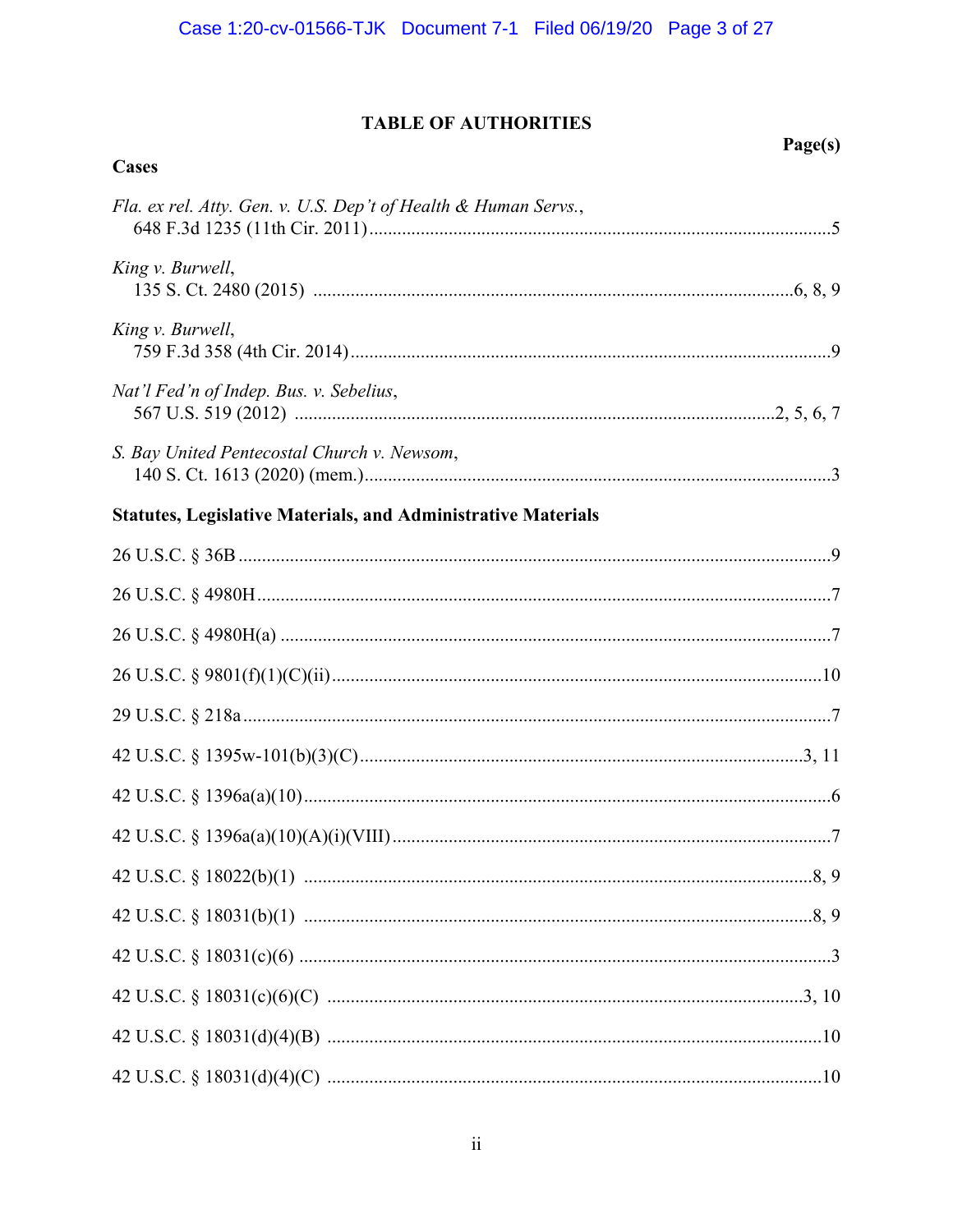# TABLE OF AUTHORITIES

Page(s)

**Cases**

*Fla. ex rel. Atty. Gen. v. U.S. Dep't of Health & Human Servs.*,
648 F.3d 1235 (11th Cir. 2011) .......... 5

*King v. Burwell*,
135 S. Ct. 2480 (2015) .......... 6, 8, 9

*King v. Burwell*,
759 F.3d 358 (4th Cir. 2014) .......... 9

*Nat'l Fed'n of Indep. Bus. v. Sebelius*,
567 U.S. 519 (2012) .......... 2, 5, 6, 7

*S. Bay United Pentecostal Church v. Newsom*,
140 S. Ct. 1613 (2020) (mem.) .......... 3

**Statutes, Legislative Materials, and Administrative Materials**

26 U.S.C. § 36B .......... 9

26 U.S.C. § 4980H .......... 7

26 U.S.C. § 4980H(a) .......... 7

26 U.S.C. § 9801(f)(1)(C)(ii) .......... 10

29 U.S.C. § 218a .......... 7

42 U.S.C. § 1395w-101(b)(3)(C) .......... 3, 11

42 U.S.C. § 1396a(a)(10) .......... 6

42 U.S.C. § 1396a(a)(10)(A)(i)(VIII) .......... 7

42 U.S.C. § 18022(b)(1) .......... 8, 9

42 U.S.C. § 18031(b)(1) .......... 8, 9

42 U.S.C. § 18031(c)(6) .......... 3

42 U.S.C. § 18031(c)(6)(C) .......... 3, 10

42 U.S.C. § 18031(d)(4)(B) .......... 10

42 U.S.C. § 18031(d)(4)(C) .......... 10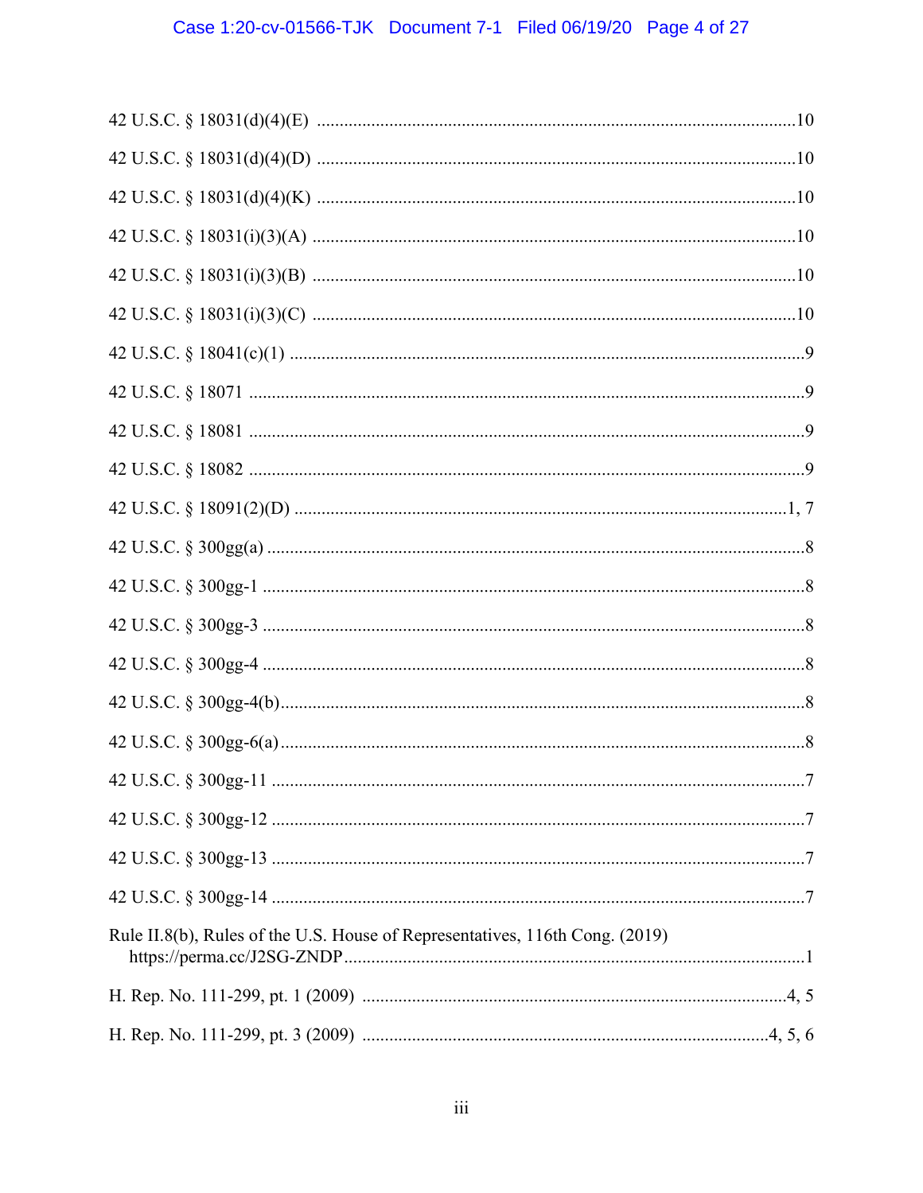42 U.S.C. § 18031(d)(4)(E) ........................................................................................................10

42 U.S.C. § 18031(d)(4)(D) ........................................................................................................10

42 U.S.C. § 18031(d)(4)(K) ........................................................................................................10

42 U.S.C. § 18031(i)(3)(A) .........................................................................................................10

42 U.S.C. § 18031(i)(3)(B) .........................................................................................................10

42 U.S.C. § 18031(i)(3)(C) .........................................................................................................10

42 U.S.C. § 18041(c)(1) ................................................................................................................9

42 U.S.C. § 18071 .........................................................................................................................9

42 U.S.C. § 18081 .........................................................................................................................9

42 U.S.C. § 18082 .........................................................................................................................9

42 U.S.C. § 18091(2)(D) ...........................................................................................................1, 7

42 U.S.C. § 300gg(a) .....................................................................................................................8

42 U.S.C. § 300gg-1 ......................................................................................................................8

42 U.S.C. § 300gg-3 ......................................................................................................................8

42 U.S.C. § 300gg-4 ......................................................................................................................8

42 U.S.C. § 300gg-4(b)..................................................................................................................8

42 U.S.C. § 300gg-6(a)..................................................................................................................8

42 U.S.C. § 300gg-11 ....................................................................................................................7

42 U.S.C. § 300gg-12 ....................................................................................................................7

42 U.S.C. § 300gg-13 ....................................................................................................................7

42 U.S.C. § 300gg-14 ....................................................................................................................7

Rule II.8(b), Rules of the U.S. House of Representatives, 116th Cong. (2019)
https://perma.cc/J2SG-ZNDP.....................................................................................................1

H. Rep. No. 111-299, pt. 1 (2009) ............................................................................................4, 5

H. Rep. No. 111-299, pt. 3 (2009) ........................................................................................4, 5, 6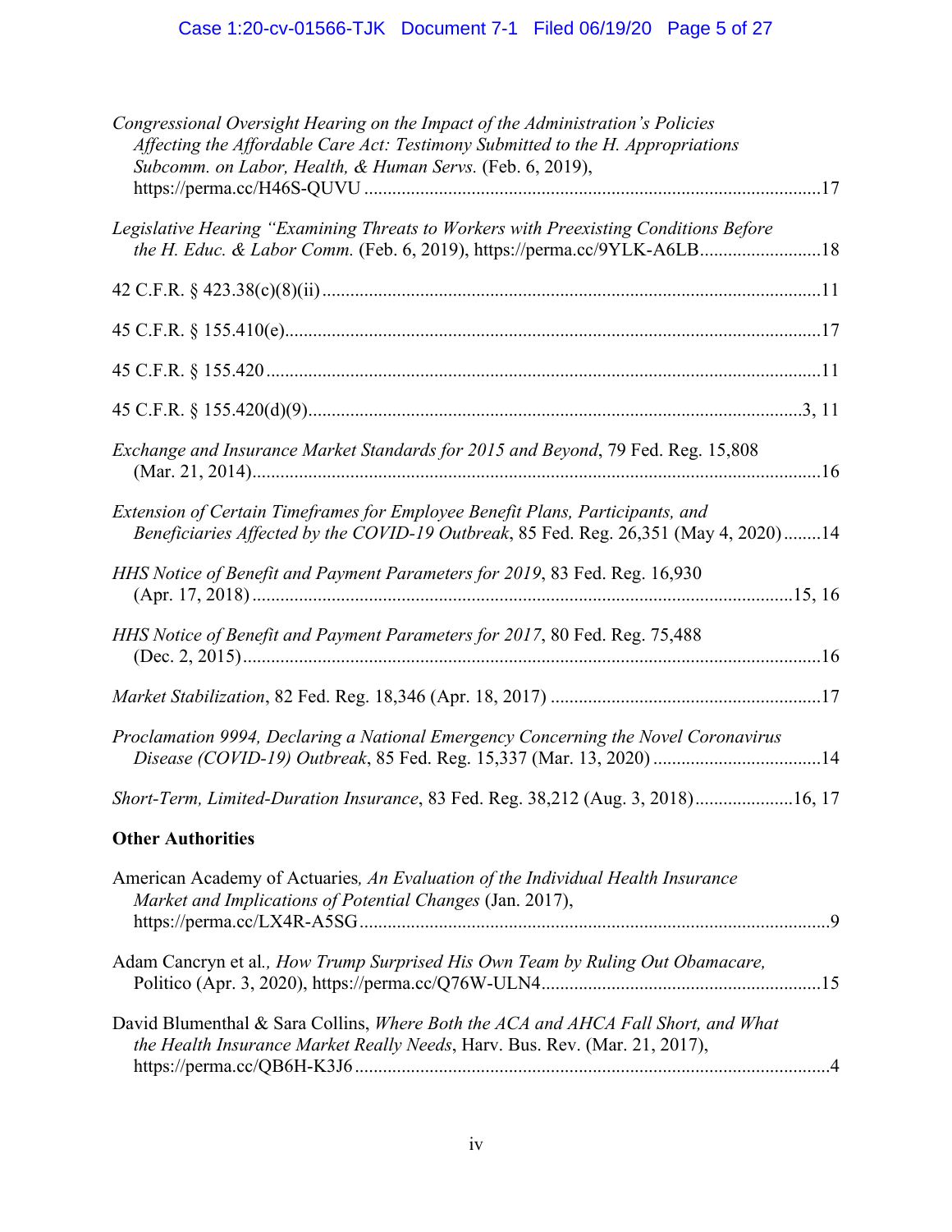*Congressional Oversight Hearing on the Impact of the Administration's Policies Affecting the Affordable Care Act: Testimony Submitted to the H. Appropriations Subcomm. on Labor, Health, & Human Servs.* (Feb. 6, 2019), https://perma.cc/H46S-QUVU ....................................................................................................17

*Legislative Hearing "Examining Threats to Workers with Preexisting Conditions Before the H. Educ. & Labor Comm.* (Feb. 6, 2019), https://perma.cc/9YLK-A6LB..........................18

42 C.F.R. § 423.38(c)(8)(ii).........................................................................................................11

45 C.F.R. § 155.410(e).................................................................................................................17

45 C.F.R. § 155.420 .....................................................................................................................11

45 C.F.R. § 155.420(d)(9)..........................................................................................................3, 11

*Exchange and Insurance Market Standards for 2015 and Beyond*, 79 Fed. Reg. 15,808 (Mar. 21, 2014).........................................................................................................................16

*Extension of Certain Timeframes for Employee Benefit Plans, Participants, and Beneficiaries Affected by the COVID-19 Outbreak*, 85 Fed. Reg. 26,351 (May 4, 2020)........14

*HHS Notice of Benefit and Payment Parameters for 2019*, 83 Fed. Reg. 16,930 (Apr. 17, 2018)..................................................................................................................15, 16

*HHS Notice of Benefit and Payment Parameters for 2017*, 80 Fed. Reg. 75,488 (Dec. 2, 2015)..........................................................................................................................16

*Market Stabilization*, 82 Fed. Reg. 18,346 (Apr. 18, 2017) ..........................................................17

*Proclamation 9994, Declaring a National Emergency Concerning the Novel Coronavirus Disease (COVID-19) Outbreak*, 85 Fed. Reg. 15,337 (Mar. 13, 2020) ....................................14

*Short-Term, Limited-Duration Insurance*, 83 Fed. Reg. 38,212 (Aug. 3, 2018).....................16, 17

**Other Authorities**

American Academy of Actuaries*, An Evaluation of the Individual Health Insurance Market and Implications of Potential Changes* (Jan. 2017), https://perma.cc/LX4R-A5SG....................................................................................................9

Adam Cancryn et al*., How Trump Surprised His Own Team by Ruling Out Obamacare,* Politico (Apr. 3, 2020), https://perma.cc/Q76W-ULN4...........................................................15

David Blumenthal & Sara Collins, *Where Both the ACA and AHCA Fall Short, and What the Health Insurance Market Really Needs*, Harv. Bus. Rev. (Mar. 21, 2017), https://perma.cc/QB6H-K3J6 .....................................................................................................4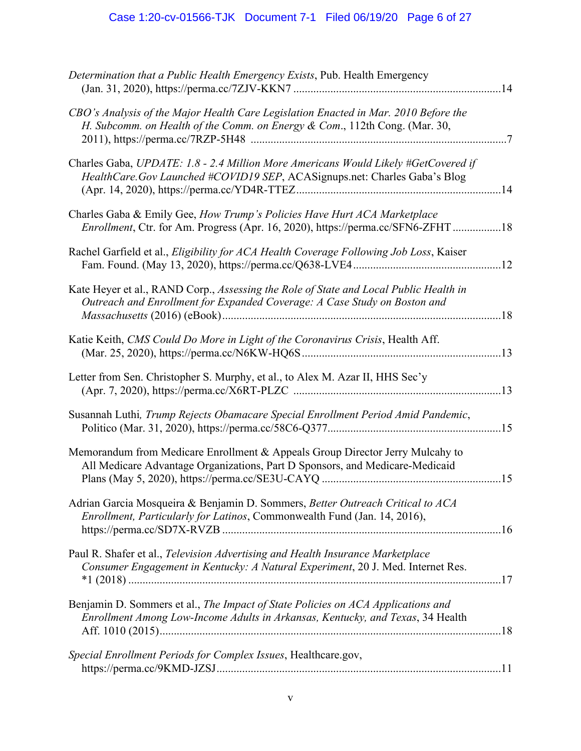*Determination that a Public Health Emergency Exists*, Pub. Health Emergency (Jan. 31, 2020), https://perma.cc/7ZJV-KKN7 ........................................................................14

*CBO's Analysis of the Major Health Care Legislation Enacted in Mar. 2010 Before the H. Subcomm. on Health of the Comm. on Energy & Com*., 112th Cong. (Mar. 30, 2011), https://perma.cc/7RZP-5H48 .........................................................................................7

Charles Gaba, *UPDATE: 1.8 - 2.4 Million More Americans Would Likely #GetCovered if HealthCare.Gov Launched #COVID19 SEP*, ACASignups.net: Charles Gaba's Blog (Apr. 14, 2020), https://perma.cc/YD4R-TTEZ.......................................................................14

Charles Gaba & Emily Gee, *How Trump's Policies Have Hurt ACA Marketplace Enrollment*, Ctr. for Am. Progress (Apr. 16, 2020), https://perma.cc/SFN6-ZFHT .................18

Rachel Garfield et al., *Eligibility for ACA Health Coverage Following Job Loss*, Kaiser Fam. Found. (May 13, 2020), https://perma.cc/Q638-LVE4...................................................12

Kate Heyer et al., RAND Corp., *Assessing the Role of State and Local Public Health in Outreach and Enrollment for Expanded Coverage: A Case Study on Boston and Massachusetts* (2016) (eBook).................................................................................................18

Katie Keith, *CMS Could Do More in Light of the Coronavirus Crisis*, Health Aff. (Mar. 25, 2020), https://perma.cc/N6KW-HQ6S.....................................................................13

Letter from Sen. Christopher S. Murphy, et al., to Alex M. Azar II, HHS Sec'y (Apr. 7, 2020), https://perma.cc/X6RT-PLZC ........................................................................13

Susannah Luthi*, Trump Rejects Obamacare Special Enrollment Period Amid Pandemic*, Politico (Mar. 31, 2020), https://perma.cc/58C6-Q377............................................................15

Memorandum from Medicare Enrollment & Appeals Group Director Jerry Mulcahy to All Medicare Advantage Organizations, Part D Sponsors, and Medicare-Medicaid Plans (May 5, 2020), https://perma.cc/SE3U-CAYQ ..............................................................15

Adrian Garcia Mosqueira & Benjamin D. Sommers, *Better Outreach Critical to ACA Enrollment, Particularly for Latinos*, Commonwealth Fund (Jan. 14, 2016), https://perma.cc/SD7X-RVZB ..................................................................................................16

Paul R. Shafer et al., *Television Advertising and Health Insurance Marketplace Consumer Engagement in Kentucky: A Natural Experiment*, 20 J. Med. Internet Res. *1 (2018) ..................................................................................................................................17

Benjamin D. Sommers et al., *The Impact of State Policies on ACA Applications and Enrollment Among Low-Income Adults in Arkansas, Kentucky, and Texas*, 34 Health Aff. 1010 (2015).......................................................................................................................18

*Special Enrollment Periods for Complex Issues*, Healthcare.gov, https://perma.cc/9KMD-JZSJ...................................................................................................11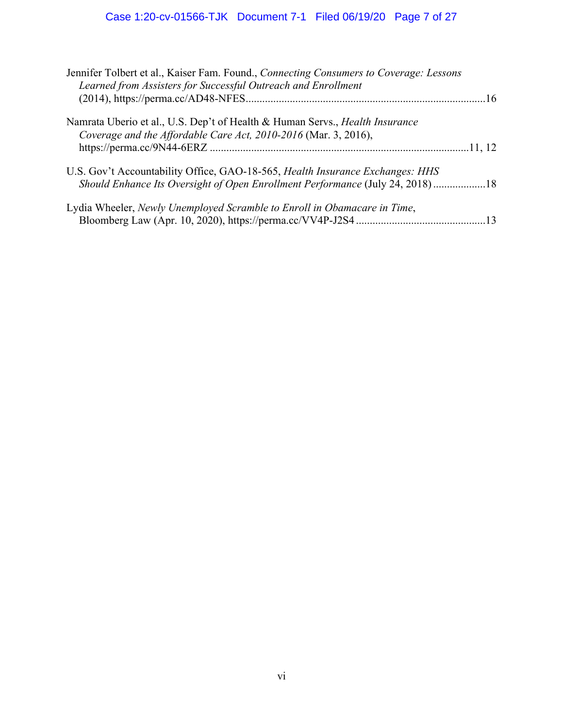Jennifer Tolbert et al., Kaiser Fam. Found., *Connecting Consumers to Coverage: Lessons Learned from Assisters for Successful Outreach and Enrollment* (2014), https://perma.cc/AD48-NFES.....................................................................................16

Namrata Uberio et al., U.S. Dep't of Health & Human Servs., *Health Insurance Coverage and the Affordable Care Act, 2010-2016* (Mar. 3, 2016), https://perma.cc/9N44-6ERZ .............................................................................................11, 12

U.S. Gov't Accountability Office, GAO-18-565, *Health Insurance Exchanges: HHS Should Enhance Its Oversight of Open Enrollment Performance* (July 24, 2018) ...................18

Lydia Wheeler, *Newly Unemployed Scramble to Enroll in Obamacare in Time*, Bloomberg Law (Apr. 10, 2020), https://perma.cc/VV4P-J2S4 ..............................................13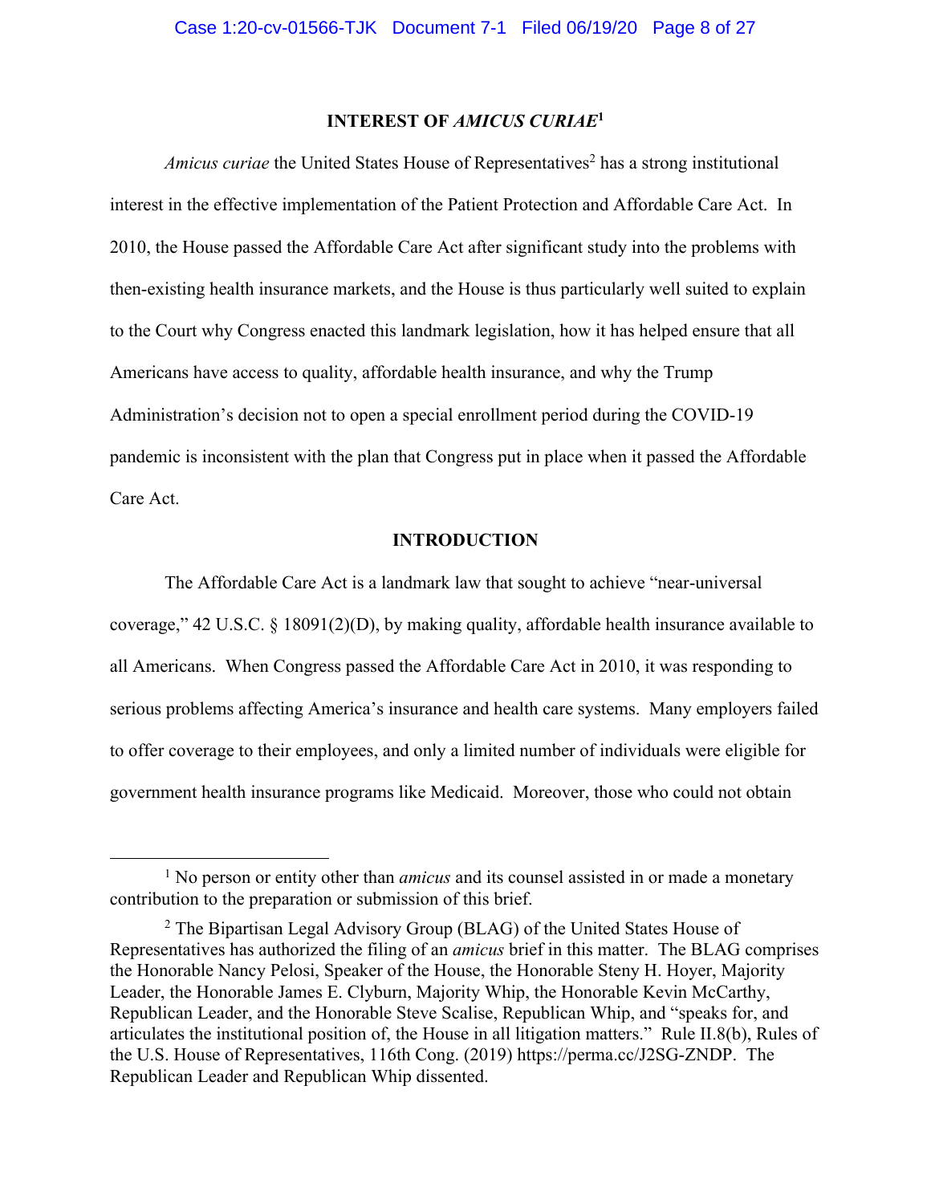## INTEREST OF *AMICUS CURIAE*[1]

*Amicus curiae* the United States House of Representatives[2] has a strong institutional interest in the effective implementation of the Patient Protection and Affordable Care Act. In 2010, the House passed the Affordable Care Act after significant study into the problems with then-existing health insurance markets, and the House is thus particularly well suited to explain to the Court why Congress enacted this landmark legislation, how it has helped ensure that all Americans have access to quality, affordable health insurance, and why the Trump Administration's decision not to open a special enrollment period during the COVID-19 pandemic is inconsistent with the plan that Congress put in place when it passed the Affordable Care Act.

## INTRODUCTION

The Affordable Care Act is a landmark law that sought to achieve "near-universal coverage," 42 U.S.C. § 18091(2)(D), by making quality, affordable health insurance available to all Americans. When Congress passed the Affordable Care Act in 2010, it was responding to serious problems affecting America's insurance and health care systems. Many employers failed to offer coverage to their employees, and only a limited number of individuals were eligible for government health insurance programs like Medicaid. Moreover, those who could not obtain

---

[1] No person or entity other than *amicus* and its counsel assisted in or made a monetary contribution to the preparation or submission of this brief.

[2] The Bipartisan Legal Advisory Group (BLAG) of the United States House of Representatives has authorized the filing of an *amicus* brief in this matter. The BLAG comprises the Honorable Nancy Pelosi, Speaker of the House, the Honorable Steny H. Hoyer, Majority Leader, the Honorable James E. Clyburn, Majority Whip, the Honorable Kevin McCarthy, Republican Leader, and the Honorable Steve Scalise, Republican Whip, and "speaks for, and articulates the institutional position of, the House in all litigation matters." Rule II.8(b), Rules of the U.S. House of Representatives, 116th Cong. (2019) https://perma.cc/J2SG-ZNDP. The Republican Leader and Republican Whip dissented.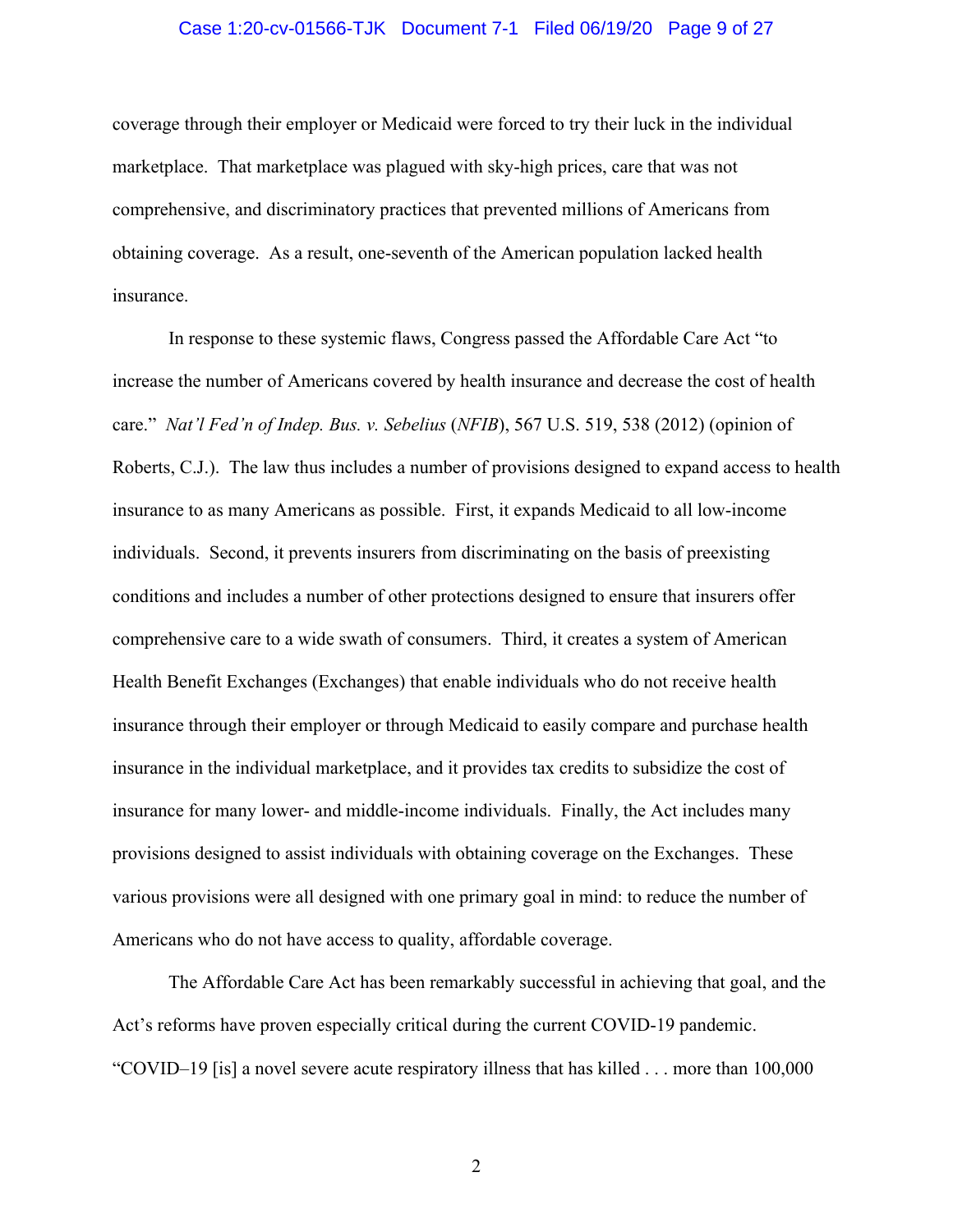coverage through their employer or Medicaid were forced to try their luck in the individual marketplace. That marketplace was plagued with sky-high prices, care that was not comprehensive, and discriminatory practices that prevented millions of Americans from obtaining coverage. As a result, one-seventh of the American population lacked health insurance.

In response to these systemic flaws, Congress passed the Affordable Care Act "to increase the number of Americans covered by health insurance and decrease the cost of health care." *Nat'l Fed'n of Indep. Bus. v. Sebelius* (*NFIB*), 567 U.S. 519, 538 (2012) (opinion of Roberts, C.J.). The law thus includes a number of provisions designed to expand access to health insurance to as many Americans as possible. First, it expands Medicaid to all low-income individuals. Second, it prevents insurers from discriminating on the basis of preexisting conditions and includes a number of other protections designed to ensure that insurers offer comprehensive care to a wide swath of consumers. Third, it creates a system of American Health Benefit Exchanges (Exchanges) that enable individuals who do not receive health insurance through their employer or through Medicaid to easily compare and purchase health insurance in the individual marketplace, and it provides tax credits to subsidize the cost of insurance for many lower- and middle-income individuals. Finally, the Act includes many provisions designed to assist individuals with obtaining coverage on the Exchanges. These various provisions were all designed with one primary goal in mind: to reduce the number of Americans who do not have access to quality, affordable coverage.

The Affordable Care Act has been remarkably successful in achieving that goal, and the Act's reforms have proven especially critical during the current COVID-19 pandemic. "COVID–19 [is] a novel severe acute respiratory illness that has killed . . . more than 100,000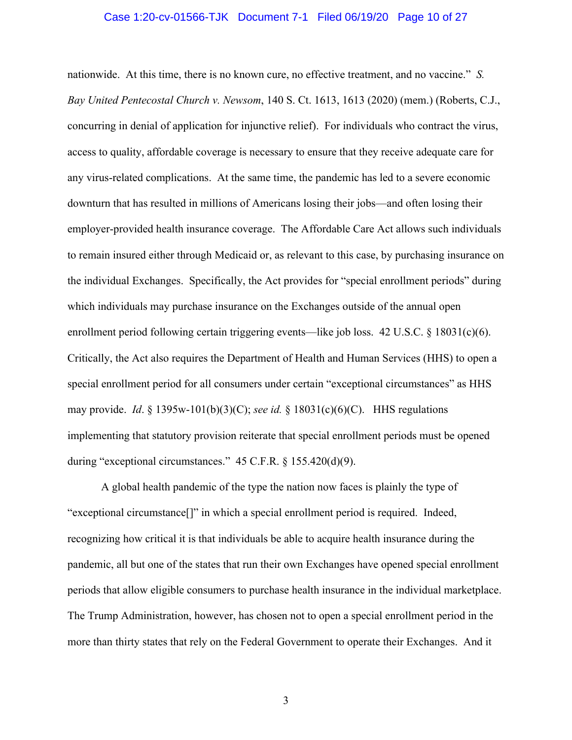nationwide. At this time, there is no known cure, no effective treatment, and no vaccine." *S. Bay United Pentecostal Church v. Newsom*, 140 S. Ct. 1613, 1613 (2020) (mem.) (Roberts, C.J., concurring in denial of application for injunctive relief). For individuals who contract the virus, access to quality, affordable coverage is necessary to ensure that they receive adequate care for any virus-related complications. At the same time, the pandemic has led to a severe economic downturn that has resulted in millions of Americans losing their jobs—and often losing their employer-provided health insurance coverage. The Affordable Care Act allows such individuals to remain insured either through Medicaid or, as relevant to this case, by purchasing insurance on the individual Exchanges. Specifically, the Act provides for "special enrollment periods" during which individuals may purchase insurance on the Exchanges outside of the annual open enrollment period following certain triggering events—like job loss. 42 U.S.C. § 18031(c)(6). Critically, the Act also requires the Department of Health and Human Services (HHS) to open a special enrollment period for all consumers under certain "exceptional circumstances" as HHS may provide. *Id*. § 1395w-101(b)(3)(C); *see id.* § 18031(c)(6)(C). HHS regulations implementing that statutory provision reiterate that special enrollment periods must be opened during "exceptional circumstances." 45 C.F.R. § 155.420(d)(9).

A global health pandemic of the type the nation now faces is plainly the type of "exceptional circumstance[]" in which a special enrollment period is required. Indeed, recognizing how critical it is that individuals be able to acquire health insurance during the pandemic, all but one of the states that run their own Exchanges have opened special enrollment periods that allow eligible consumers to purchase health insurance in the individual marketplace. The Trump Administration, however, has chosen not to open a special enrollment period in the more than thirty states that rely on the Federal Government to operate their Exchanges. And it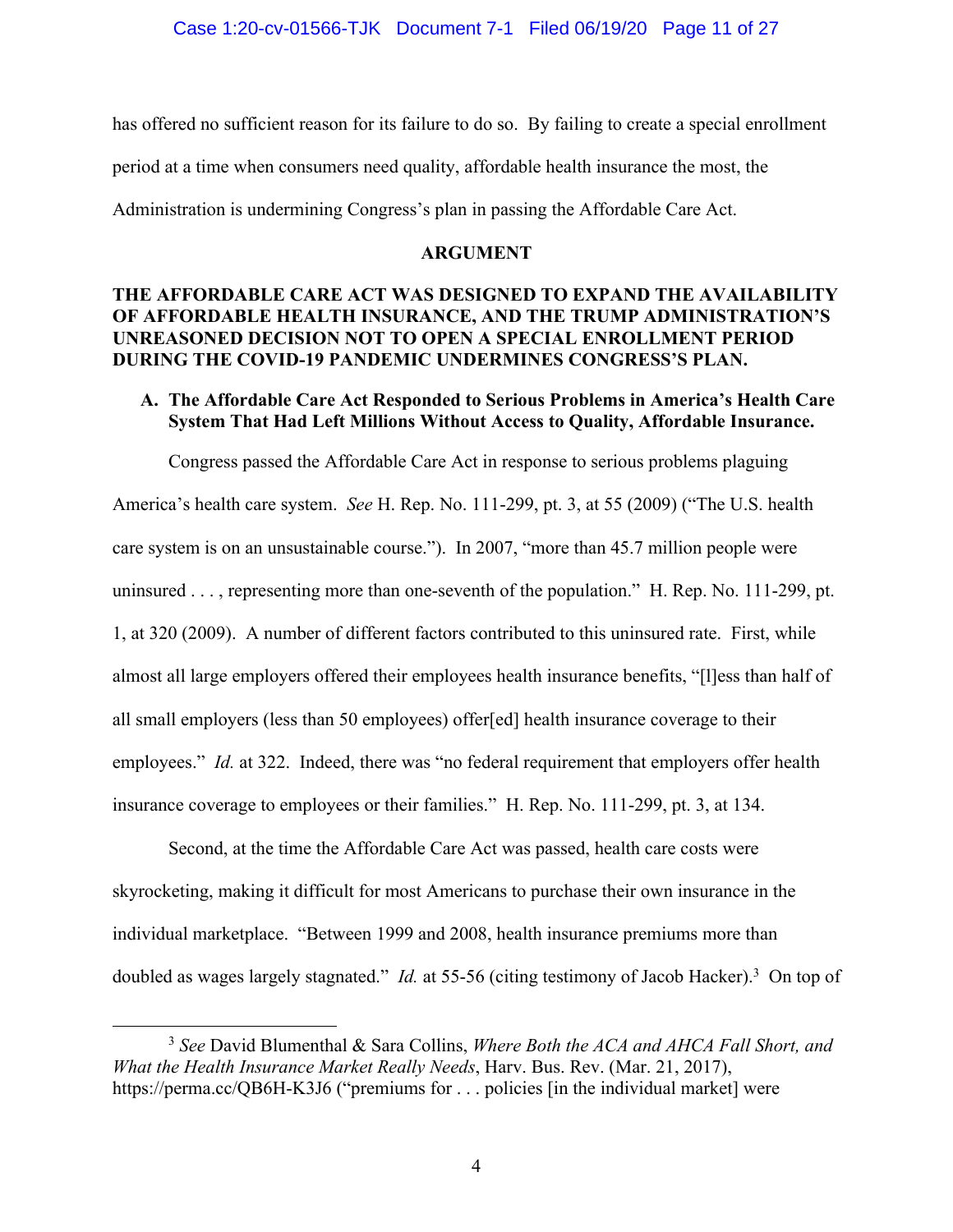has offered no sufficient reason for its failure to do so. By failing to create a special enrollment period at a time when consumers need quality, affordable health insurance the most, the Administration is undermining Congress's plan in passing the Affordable Care Act.

## ARGUMENT

### THE AFFORDABLE CARE ACT WAS DESIGNED TO EXPAND THE AVAILABILITY OF AFFORDABLE HEALTH INSURANCE, AND THE TRUMP ADMINISTRATION'S UNREASONED DECISION NOT TO OPEN A SPECIAL ENROLLMENT PERIOD DURING THE COVID-19 PANDEMIC UNDERMINES CONGRESS'S PLAN.

#### A. The Affordable Care Act Responded to Serious Problems in America's Health Care System That Had Left Millions Without Access to Quality, Affordable Insurance.

Congress passed the Affordable Care Act in response to serious problems plaguing America's health care system. *See* H. Rep. No. 111-299, pt. 3, at 55 (2009) ("The U.S. health care system is on an unsustainable course."). In 2007, "more than 45.7 million people were uninsured . . . , representing more than one-seventh of the population." H. Rep. No. 111-299, pt. 1, at 320 (2009). A number of different factors contributed to this uninsured rate. First, while almost all large employers offered their employees health insurance benefits, "[l]ess than half of all small employers (less than 50 employees) offer[ed] health insurance coverage to their employees." *Id.* at 322. Indeed, there was "no federal requirement that employers offer health insurance coverage to employees or their families." H. Rep. No. 111-299, pt. 3, at 134.

Second, at the time the Affordable Care Act was passed, health care costs were skyrocketing, making it difficult for most Americans to purchase their own insurance in the individual marketplace. "Between 1999 and 2008, health insurance premiums more than doubled as wages largely stagnated." *Id.* at 55-56 (citing testimony of Jacob Hacker).[3] On top of

[3] *See* David Blumenthal & Sara Collins, *Where Both the ACA and AHCA Fall Short, and What the Health Insurance Market Really Needs*, Harv. Bus. Rev. (Mar. 21, 2017), https://perma.cc/QB6H-K3J6 ("premiums for . . . policies [in the individual market] were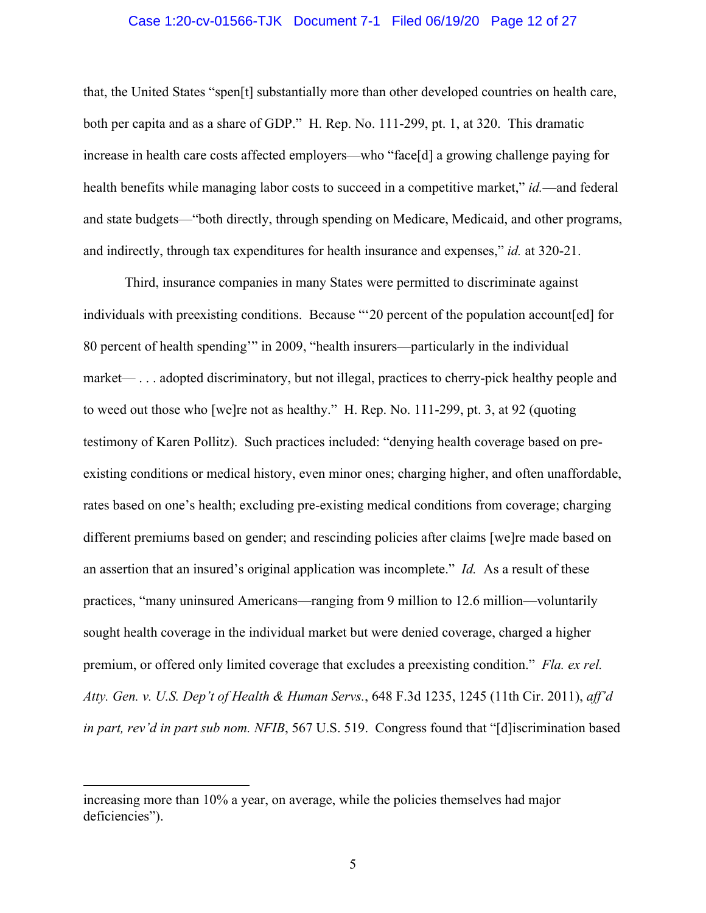that, the United States "spen[t] substantially more than other developed countries on health care, both per capita and as a share of GDP." H. Rep. No. 111-299, pt. 1, at 320. This dramatic increase in health care costs affected employers—who "face[d] a growing challenge paying for health benefits while managing labor costs to succeed in a competitive market," *id.*—and federal and state budgets—"both directly, through spending on Medicare, Medicaid, and other programs, and indirectly, through tax expenditures for health insurance and expenses," *id.* at 320-21.

Third, insurance companies in many States were permitted to discriminate against individuals with preexisting conditions. Because "'20 percent of the population account[ed] for 80 percent of health spending'" in 2009, "health insurers—particularly in the individual market— . . . adopted discriminatory, but not illegal, practices to cherry-pick healthy people and to weed out those who [we]re not as healthy." H. Rep. No. 111-299, pt. 3, at 92 (quoting testimony of Karen Pollitz). Such practices included: "denying health coverage based on pre-existing conditions or medical history, even minor ones; charging higher, and often unaffordable, rates based on one's health; excluding pre-existing medical conditions from coverage; charging different premiums based on gender; and rescinding policies after claims [we]re made based on an assertion that an insured's original application was incomplete." *Id.* As a result of these practices, "many uninsured Americans—ranging from 9 million to 12.6 million—voluntarily sought health coverage in the individual market but were denied coverage, charged a higher premium, or offered only limited coverage that excludes a preexisting condition." *Fla. ex rel. Atty. Gen. v. U.S. Dep't of Health & Human Servs.*, 648 F.3d 1235, 1245 (11th Cir. 2011), *aff'd in part, rev'd in part sub nom. NFIB*, 567 U.S. 519. Congress found that "[d]iscrimination based

---

increasing more than 10% a year, on average, while the policies themselves had major deficiencies").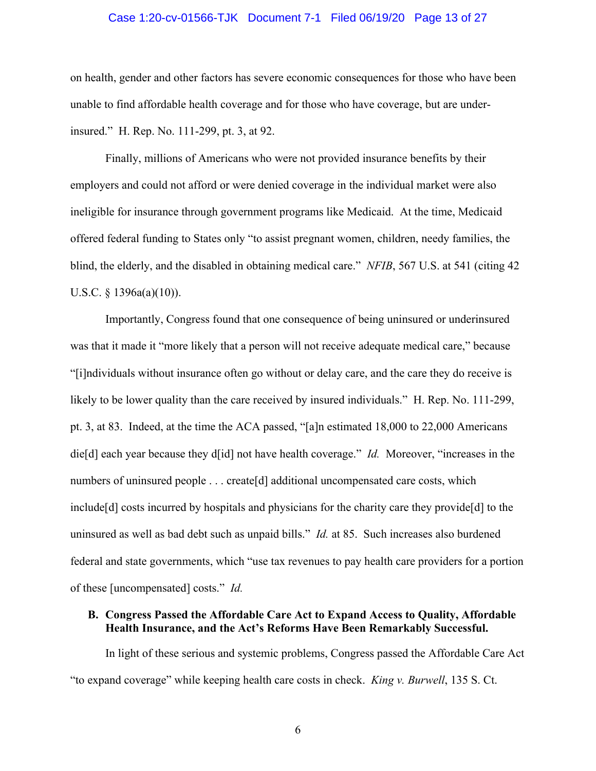on health, gender and other factors has severe economic consequences for those who have been unable to find affordable health coverage and for those who have coverage, but are under-insured." H. Rep. No. 111-299, pt. 3, at 92.

Finally, millions of Americans who were not provided insurance benefits by their employers and could not afford or were denied coverage in the individual market were also ineligible for insurance through government programs like Medicaid. At the time, Medicaid offered federal funding to States only "to assist pregnant women, children, needy families, the blind, the elderly, and the disabled in obtaining medical care." *NFIB*, 567 U.S. at 541 (citing 42 U.S.C. § 1396a(a)(10)).

Importantly, Congress found that one consequence of being uninsured or underinsured was that it made it "more likely that a person will not receive adequate medical care," because "[i]ndividuals without insurance often go without or delay care, and the care they do receive is likely to be lower quality than the care received by insured individuals." H. Rep. No. 111-299, pt. 3, at 83. Indeed, at the time the ACA passed, "[a]n estimated 18,000 to 22,000 Americans die[d] each year because they d[id] not have health coverage." *Id.* Moreover, "increases in the numbers of uninsured people . . . create[d] additional uncompensated care costs, which include[d] costs incurred by hospitals and physicians for the charity care they provide[d] to the uninsured as well as bad debt such as unpaid bills." *Id.* at 85. Such increases also burdened federal and state governments, which "use tax revenues to pay health care providers for a portion of these [uncompensated] costs." *Id.*

**B. Congress Passed the Affordable Care Act to Expand Access to Quality, Affordable Health Insurance, and the Act's Reforms Have Been Remarkably Successful.**

In light of these serious and systemic problems, Congress passed the Affordable Care Act "to expand coverage" while keeping health care costs in check. *King v. Burwell*, 135 S. Ct.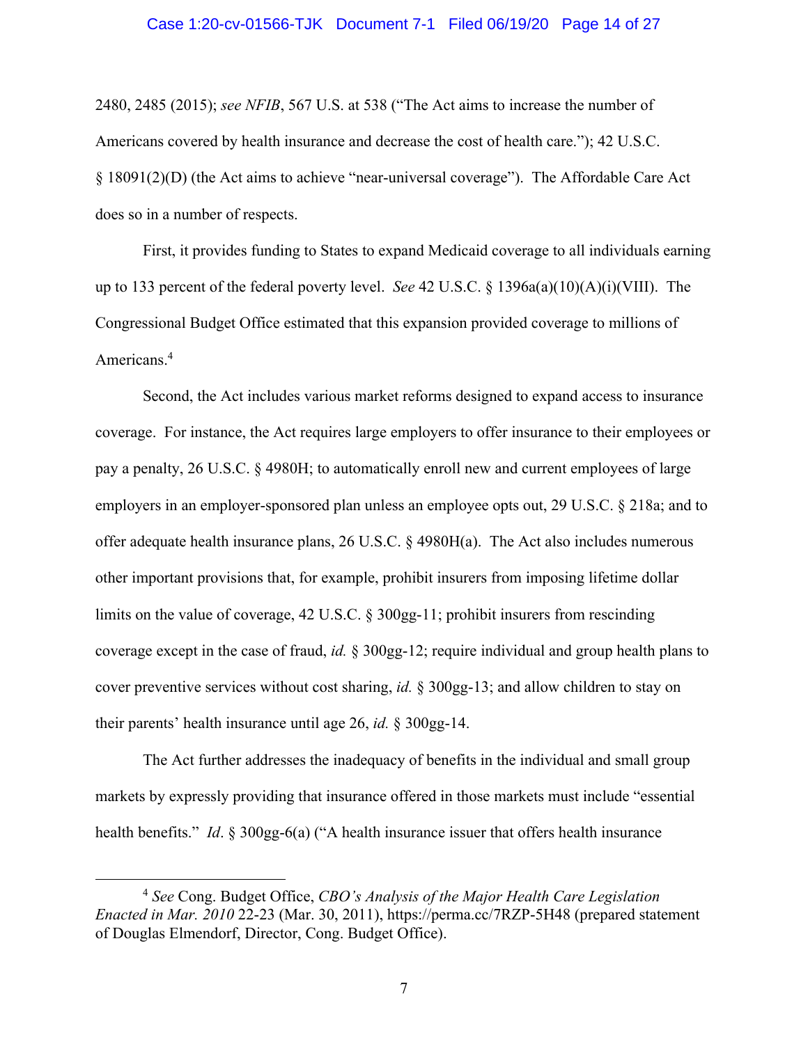2480, 2485 (2015); *see NFIB*, 567 U.S. at 538 ("The Act aims to increase the number of Americans covered by health insurance and decrease the cost of health care."); 42 U.S.C. § 18091(2)(D) (the Act aims to achieve "near-universal coverage"). The Affordable Care Act does so in a number of respects.

First, it provides funding to States to expand Medicaid coverage to all individuals earning up to 133 percent of the federal poverty level. *See* 42 U.S.C. § 1396a(a)(10)(A)(i)(VIII). The Congressional Budget Office estimated that this expansion provided coverage to millions of Americans.[4]

Second, the Act includes various market reforms designed to expand access to insurance coverage. For instance, the Act requires large employers to offer insurance to their employees or pay a penalty, 26 U.S.C. § 4980H; to automatically enroll new and current employees of large employers in an employer-sponsored plan unless an employee opts out, 29 U.S.C. § 218a; and to offer adequate health insurance plans, 26 U.S.C. § 4980H(a). The Act also includes numerous other important provisions that, for example, prohibit insurers from imposing lifetime dollar limits on the value of coverage, 42 U.S.C. § 300gg-11; prohibit insurers from rescinding coverage except in the case of fraud, *id.* § 300gg-12; require individual and group health plans to cover preventive services without cost sharing, *id.* § 300gg-13; and allow children to stay on their parents' health insurance until age 26, *id.* § 300gg-14.

The Act further addresses the inadequacy of benefits in the individual and small group markets by expressly providing that insurance offered in those markets must include "essential health benefits." *Id*. § 300gg-6(a) ("A health insurance issuer that offers health insurance

---

[4] *See* Cong. Budget Office, *CBO's Analysis of the Major Health Care Legislation Enacted in Mar. 2010* 22-23 (Mar. 30, 2011), https://perma.cc/7RZP-5H48 (prepared statement of Douglas Elmendorf, Director, Cong. Budget Office).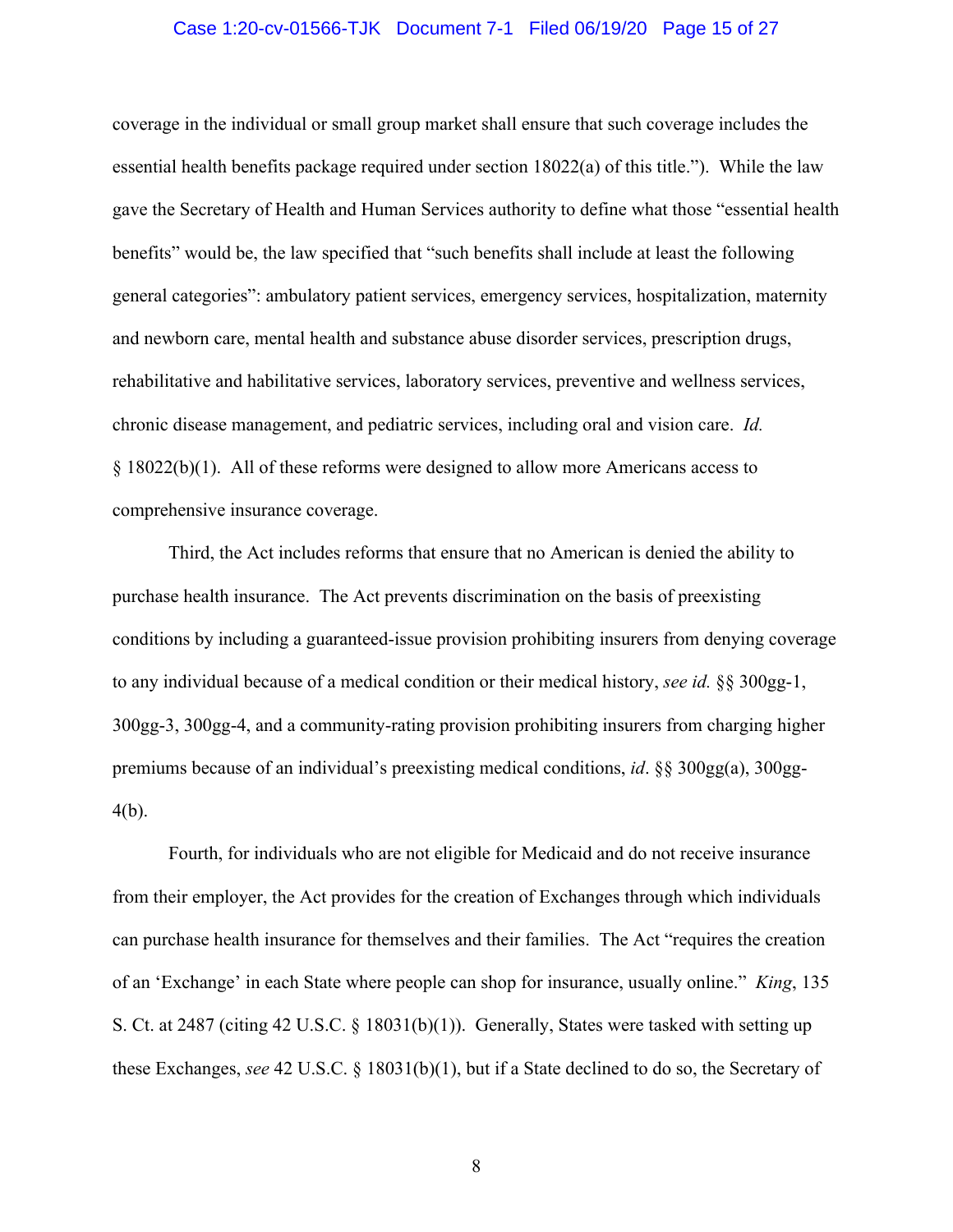coverage in the individual or small group market shall ensure that such coverage includes the essential health benefits package required under section 18022(a) of this title."). While the law gave the Secretary of Health and Human Services authority to define what those "essential health benefits" would be, the law specified that "such benefits shall include at least the following general categories": ambulatory patient services, emergency services, hospitalization, maternity and newborn care, mental health and substance abuse disorder services, prescription drugs, rehabilitative and habilitative services, laboratory services, preventive and wellness services, chronic disease management, and pediatric services, including oral and vision care. *Id.* § 18022(b)(1). All of these reforms were designed to allow more Americans access to comprehensive insurance coverage.

Third, the Act includes reforms that ensure that no American is denied the ability to purchase health insurance. The Act prevents discrimination on the basis of preexisting conditions by including a guaranteed-issue provision prohibiting insurers from denying coverage to any individual because of a medical condition or their medical history, *see id.* §§ 300gg-1, 300gg-3, 300gg-4, and a community-rating provision prohibiting insurers from charging higher premiums because of an individual's preexisting medical conditions, *id*. §§ 300gg(a), 300gg-4(b).

Fourth, for individuals who are not eligible for Medicaid and do not receive insurance from their employer, the Act provides for the creation of Exchanges through which individuals can purchase health insurance for themselves and their families. The Act "requires the creation of an 'Exchange' in each State where people can shop for insurance, usually online." *King*, 135 S. Ct. at 2487 (citing 42 U.S.C. § 18031(b)(1)). Generally, States were tasked with setting up these Exchanges, *see* 42 U.S.C. § 18031(b)(1), but if a State declined to do so, the Secretary of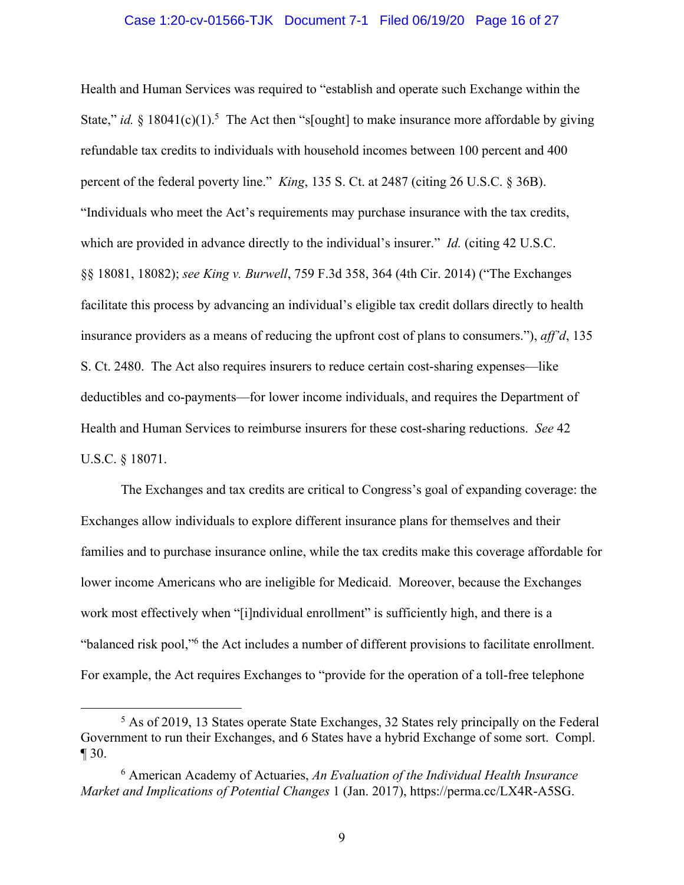Health and Human Services was required to "establish and operate such Exchange within the State," *id.* § 18041(c)(1).[5] The Act then "s[ought] to make insurance more affordable by giving refundable tax credits to individuals with household incomes between 100 percent and 400 percent of the federal poverty line." *King*, 135 S. Ct. at 2487 (citing 26 U.S.C. § 36B). "Individuals who meet the Act's requirements may purchase insurance with the tax credits, which are provided in advance directly to the individual's insurer." *Id.* (citing 42 U.S.C. §§ 18081, 18082); *see King v. Burwell*, 759 F.3d 358, 364 (4th Cir. 2014) ("The Exchanges facilitate this process by advancing an individual's eligible tax credit dollars directly to health insurance providers as a means of reducing the upfront cost of plans to consumers."), *aff'd*, 135 S. Ct. 2480. The Act also requires insurers to reduce certain cost-sharing expenses—like deductibles and co-payments—for lower income individuals, and requires the Department of Health and Human Services to reimburse insurers for these cost-sharing reductions. *See* 42 U.S.C. § 18071.

The Exchanges and tax credits are critical to Congress's goal of expanding coverage: the Exchanges allow individuals to explore different insurance plans for themselves and their families and to purchase insurance online, while the tax credits make this coverage affordable for lower income Americans who are ineligible for Medicaid. Moreover, because the Exchanges work most effectively when "[i]ndividual enrollment" is sufficiently high, and there is a "balanced risk pool,"[6] the Act includes a number of different provisions to facilitate enrollment. For example, the Act requires Exchanges to "provide for the operation of a toll-free telephone

---

[5] As of 2019, 13 States operate State Exchanges, 32 States rely principally on the Federal Government to run their Exchanges, and 6 States have a hybrid Exchange of some sort. Compl. ¶ 30.

[6] American Academy of Actuaries, *An Evaluation of the Individual Health Insurance Market and Implications of Potential Changes* 1 (Jan. 2017), https://perma.cc/LX4R-A5SG.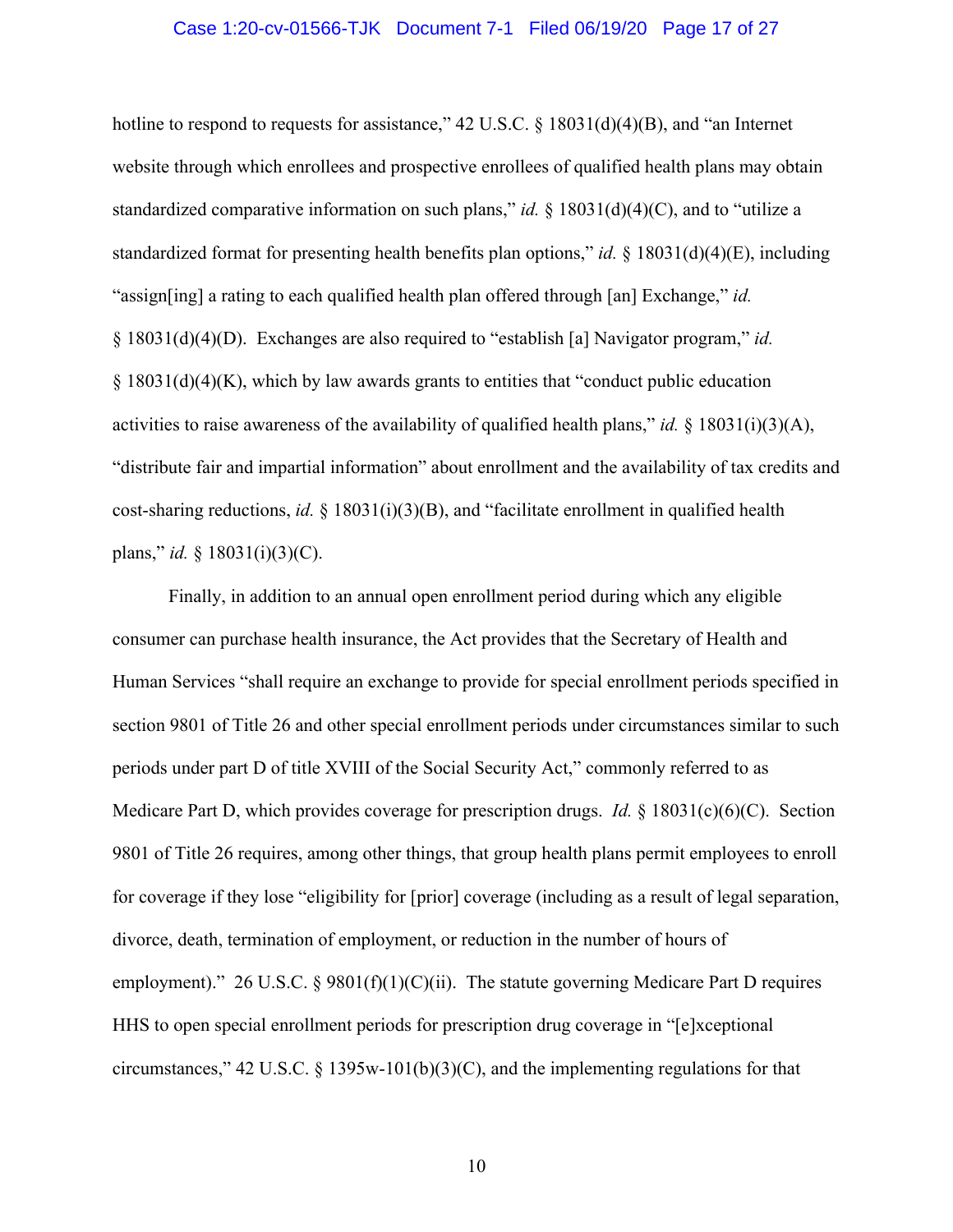hotline to respond to requests for assistance," 42 U.S.C. § 18031(d)(4)(B), and "an Internet website through which enrollees and prospective enrollees of qualified health plans may obtain standardized comparative information on such plans," *id.* § 18031(d)(4)(C), and to "utilize a standardized format for presenting health benefits plan options," *id.* § 18031(d)(4)(E), including "assign[ing] a rating to each qualified health plan offered through [an] Exchange," *id.* § 18031(d)(4)(D). Exchanges are also required to "establish [a] Navigator program," *id.* § 18031(d)(4)(K), which by law awards grants to entities that "conduct public education activities to raise awareness of the availability of qualified health plans," *id.* § 18031(i)(3)(A), "distribute fair and impartial information" about enrollment and the availability of tax credits and cost-sharing reductions, *id.* § 18031(i)(3)(B), and "facilitate enrollment in qualified health plans," *id.* § 18031(i)(3)(C).

Finally, in addition to an annual open enrollment period during which any eligible consumer can purchase health insurance, the Act provides that the Secretary of Health and Human Services "shall require an exchange to provide for special enrollment periods specified in section 9801 of Title 26 and other special enrollment periods under circumstances similar to such periods under part D of title XVIII of the Social Security Act," commonly referred to as Medicare Part D, which provides coverage for prescription drugs. *Id.* § 18031(c)(6)(C). Section 9801 of Title 26 requires, among other things, that group health plans permit employees to enroll for coverage if they lose "eligibility for [prior] coverage (including as a result of legal separation, divorce, death, termination of employment, or reduction in the number of hours of employment)." 26 U.S.C. § 9801(f)(1)(C)(ii). The statute governing Medicare Part D requires HHS to open special enrollment periods for prescription drug coverage in "[e]xceptional circumstances," 42 U.S.C. § 1395w-101(b)(3)(C), and the implementing regulations for that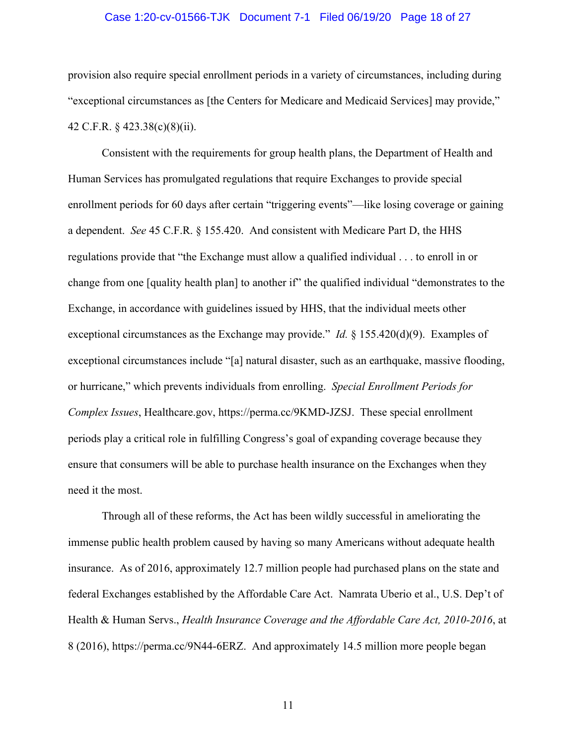provision also require special enrollment periods in a variety of circumstances, including during "exceptional circumstances as [the Centers for Medicare and Medicaid Services] may provide," 42 C.F.R. § 423.38(c)(8)(ii).

Consistent with the requirements for group health plans, the Department of Health and Human Services has promulgated regulations that require Exchanges to provide special enrollment periods for 60 days after certain "triggering events"—like losing coverage or gaining a dependent. *See* 45 C.F.R. § 155.420. And consistent with Medicare Part D, the HHS regulations provide that "the Exchange must allow a qualified individual . . . to enroll in or change from one [quality health plan] to another if" the qualified individual "demonstrates to the Exchange, in accordance with guidelines issued by HHS, that the individual meets other exceptional circumstances as the Exchange may provide." *Id.* § 155.420(d)(9). Examples of exceptional circumstances include "[a] natural disaster, such as an earthquake, massive flooding, or hurricane," which prevents individuals from enrolling. *Special Enrollment Periods for Complex Issues*, Healthcare.gov, https://perma.cc/9KMD-JZSJ. These special enrollment periods play a critical role in fulfilling Congress's goal of expanding coverage because they ensure that consumers will be able to purchase health insurance on the Exchanges when they need it the most.

Through all of these reforms, the Act has been wildly successful in ameliorating the immense public health problem caused by having so many Americans without adequate health insurance. As of 2016, approximately 12.7 million people had purchased plans on the state and federal Exchanges established by the Affordable Care Act. Namrata Uberio et al., U.S. Dep't of Health & Human Servs., *Health Insurance Coverage and the Affordable Care Act, 2010-2016*, at 8 (2016), https://perma.cc/9N44-6ERZ. And approximately 14.5 million more people began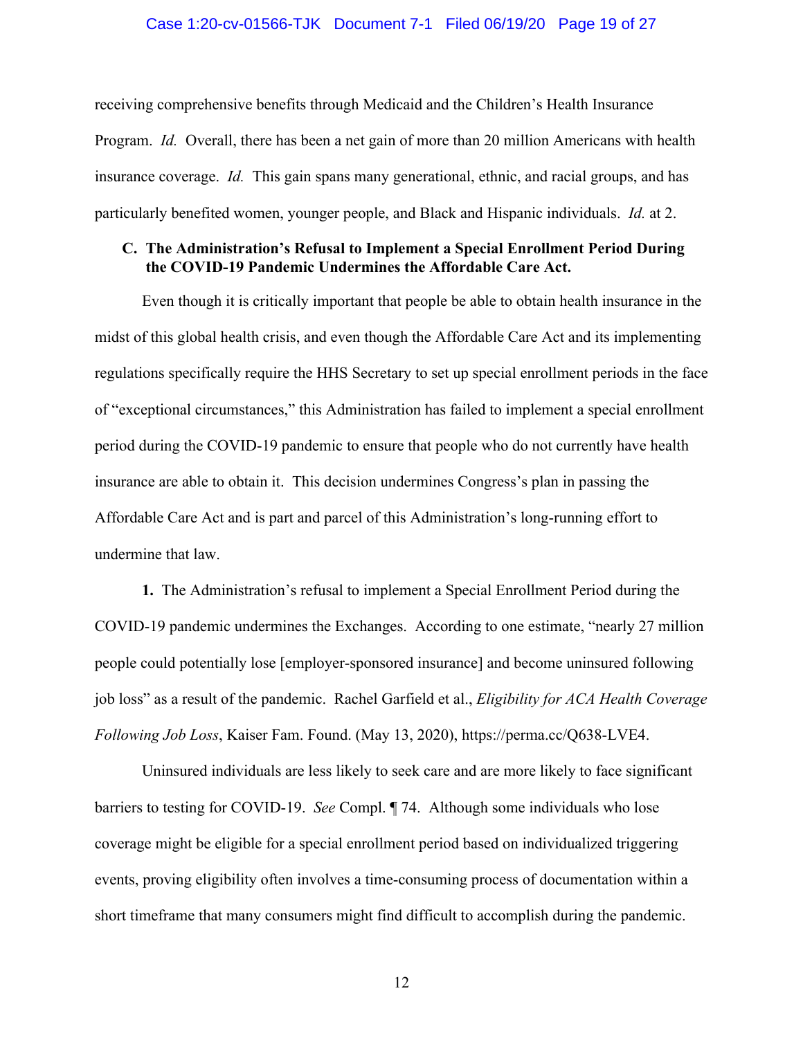receiving comprehensive benefits through Medicaid and the Children's Health Insurance Program. *Id.* Overall, there has been a net gain of more than 20 million Americans with health insurance coverage. *Id.* This gain spans many generational, ethnic, and racial groups, and has particularly benefited women, younger people, and Black and Hispanic individuals. *Id.* at 2.

### C. The Administration's Refusal to Implement a Special Enrollment Period During the COVID-19 Pandemic Undermines the Affordable Care Act.

Even though it is critically important that people be able to obtain health insurance in the midst of this global health crisis, and even though the Affordable Care Act and its implementing regulations specifically require the HHS Secretary to set up special enrollment periods in the face of "exceptional circumstances," this Administration has failed to implement a special enrollment period during the COVID-19 pandemic to ensure that people who do not currently have health insurance are able to obtain it. This decision undermines Congress's plan in passing the Affordable Care Act and is part and parcel of this Administration's long-running effort to undermine that law.

**1.** The Administration's refusal to implement a Special Enrollment Period during the COVID-19 pandemic undermines the Exchanges. According to one estimate, "nearly 27 million people could potentially lose [employer-sponsored insurance] and become uninsured following job loss" as a result of the pandemic. Rachel Garfield et al., *Eligibility for ACA Health Coverage Following Job Loss*, Kaiser Fam. Found. (May 13, 2020), https://perma.cc/Q638-LVE4.

Uninsured individuals are less likely to seek care and are more likely to face significant barriers to testing for COVID-19. *See* Compl. ¶ 74. Although some individuals who lose coverage might be eligible for a special enrollment period based on individualized triggering events, proving eligibility often involves a time-consuming process of documentation within a short timeframe that many consumers might find difficult to accomplish during the pandemic.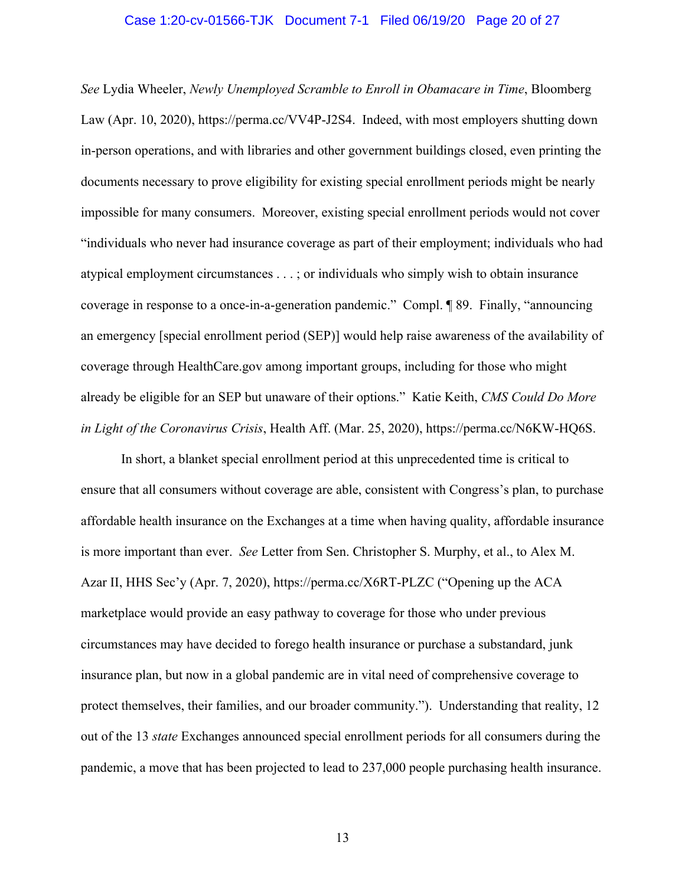*See* Lydia Wheeler, *Newly Unemployed Scramble to Enroll in Obamacare in Time*, Bloomberg Law (Apr. 10, 2020), https://perma.cc/VV4P-J2S4. Indeed, with most employers shutting down in-person operations, and with libraries and other government buildings closed, even printing the documents necessary to prove eligibility for existing special enrollment periods might be nearly impossible for many consumers. Moreover, existing special enrollment periods would not cover "individuals who never had insurance coverage as part of their employment; individuals who had atypical employment circumstances . . . ; or individuals who simply wish to obtain insurance coverage in response to a once-in-a-generation pandemic." Compl. ¶ 89. Finally, "announcing an emergency [special enrollment period (SEP)] would help raise awareness of the availability of coverage through HealthCare.gov among important groups, including for those who might already be eligible for an SEP but unaware of their options." Katie Keith, *CMS Could Do More in Light of the Coronavirus Crisis*, Health Aff. (Mar. 25, 2020), https://perma.cc/N6KW-HQ6S.

In short, a blanket special enrollment period at this unprecedented time is critical to ensure that all consumers without coverage are able, consistent with Congress's plan, to purchase affordable health insurance on the Exchanges at a time when having quality, affordable insurance is more important than ever. *See* Letter from Sen. Christopher S. Murphy, et al., to Alex M. Azar II, HHS Sec'y (Apr. 7, 2020), https://perma.cc/X6RT-PLZC ("Opening up the ACA marketplace would provide an easy pathway to coverage for those who under previous circumstances may have decided to forego health insurance or purchase a substandard, junk insurance plan, but now in a global pandemic are in vital need of comprehensive coverage to protect themselves, their families, and our broader community."). Understanding that reality, 12 out of the 13 *state* Exchanges announced special enrollment periods for all consumers during the pandemic, a move that has been projected to lead to 237,000 people purchasing health insurance.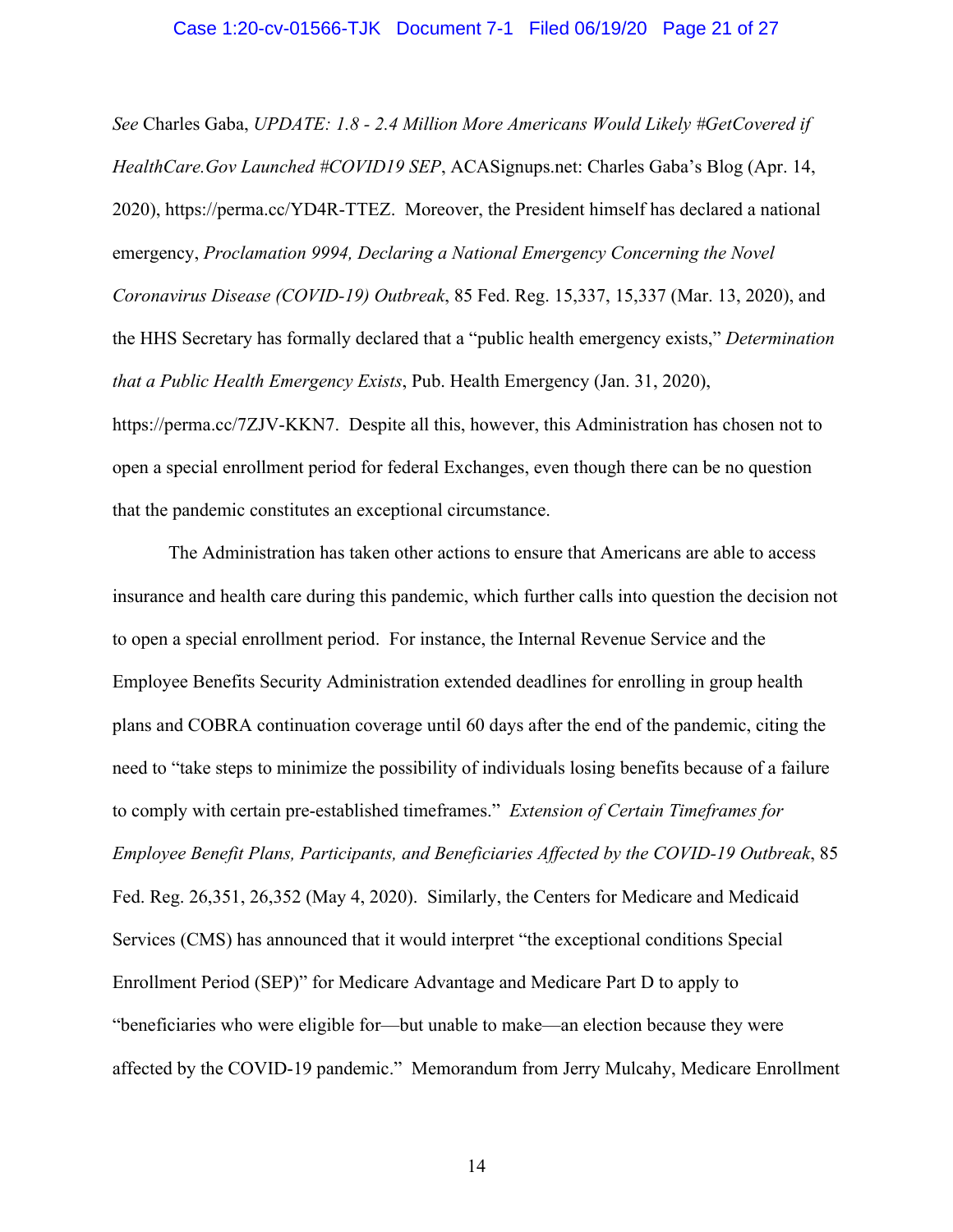*See* Charles Gaba, *UPDATE: 1.8 - 2.4 Million More Americans Would Likely #GetCovered if HealthCare.Gov Launched #COVID19 SEP*, ACASignups.net: Charles Gaba's Blog (Apr. 14, 2020), https://perma.cc/YD4R-TTEZ. Moreover, the President himself has declared a national emergency, *Proclamation 9994, Declaring a National Emergency Concerning the Novel Coronavirus Disease (COVID-19) Outbreak*, 85 Fed. Reg. 15,337, 15,337 (Mar. 13, 2020), and the HHS Secretary has formally declared that a "public health emergency exists," *Determination that a Public Health Emergency Exists*, Pub. Health Emergency (Jan. 31, 2020), https://perma.cc/7ZJV-KKN7. Despite all this, however, this Administration has chosen not to open a special enrollment period for federal Exchanges, even though there can be no question that the pandemic constitutes an exceptional circumstance.

The Administration has taken other actions to ensure that Americans are able to access insurance and health care during this pandemic, which further calls into question the decision not to open a special enrollment period. For instance, the Internal Revenue Service and the Employee Benefits Security Administration extended deadlines for enrolling in group health plans and COBRA continuation coverage until 60 days after the end of the pandemic, citing the need to "take steps to minimize the possibility of individuals losing benefits because of a failure to comply with certain pre-established timeframes." *Extension of Certain Timeframes for Employee Benefit Plans, Participants, and Beneficiaries Affected by the COVID-19 Outbreak*, 85 Fed. Reg. 26,351, 26,352 (May 4, 2020). Similarly, the Centers for Medicare and Medicaid Services (CMS) has announced that it would interpret "the exceptional conditions Special Enrollment Period (SEP)" for Medicare Advantage and Medicare Part D to apply to "beneficiaries who were eligible for—but unable to make—an election because they were affected by the COVID-19 pandemic." Memorandum from Jerry Mulcahy, Medicare Enrollment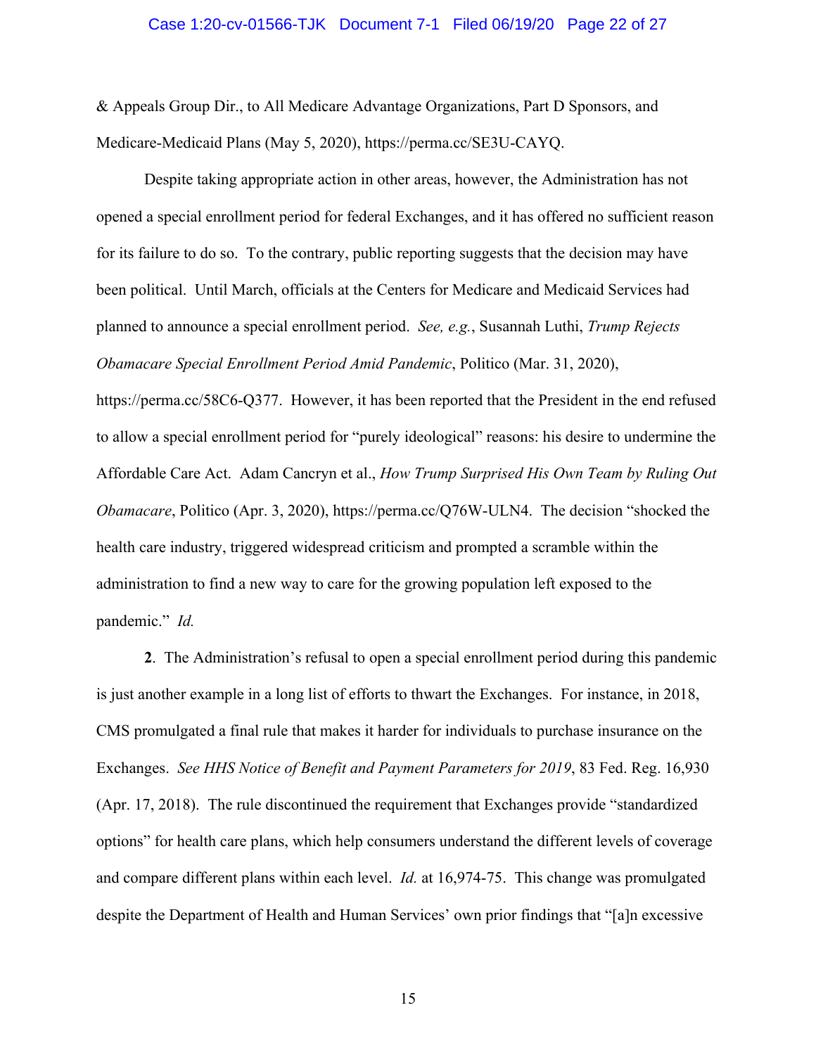& Appeals Group Dir., to All Medicare Advantage Organizations, Part D Sponsors, and Medicare-Medicaid Plans (May 5, 2020), https://perma.cc/SE3U-CAYQ.

Despite taking appropriate action in other areas, however, the Administration has not opened a special enrollment period for federal Exchanges, and it has offered no sufficient reason for its failure to do so. To the contrary, public reporting suggests that the decision may have been political. Until March, officials at the Centers for Medicare and Medicaid Services had planned to announce a special enrollment period. *See, e.g.*, Susannah Luthi, *Trump Rejects Obamacare Special Enrollment Period Amid Pandemic*, Politico (Mar. 31, 2020), https://perma.cc/58C6-Q377. However, it has been reported that the President in the end refused to allow a special enrollment period for "purely ideological" reasons: his desire to undermine the Affordable Care Act. Adam Cancryn et al., *How Trump Surprised His Own Team by Ruling Out Obamacare*, Politico (Apr. 3, 2020), https://perma.cc/Q76W-ULN4. The decision "shocked the health care industry, triggered widespread criticism and prompted a scramble within the administration to find a new way to care for the growing population left exposed to the pandemic." *Id.*

**2**. The Administration's refusal to open a special enrollment period during this pandemic is just another example in a long list of efforts to thwart the Exchanges. For instance, in 2018, CMS promulgated a final rule that makes it harder for individuals to purchase insurance on the Exchanges. *See HHS Notice of Benefit and Payment Parameters for 2019*, 83 Fed. Reg. 16,930 (Apr. 17, 2018). The rule discontinued the requirement that Exchanges provide "standardized options" for health care plans, which help consumers understand the different levels of coverage and compare different plans within each level. *Id.* at 16,974-75. This change was promulgated despite the Department of Health and Human Services' own prior findings that "[a]n excessive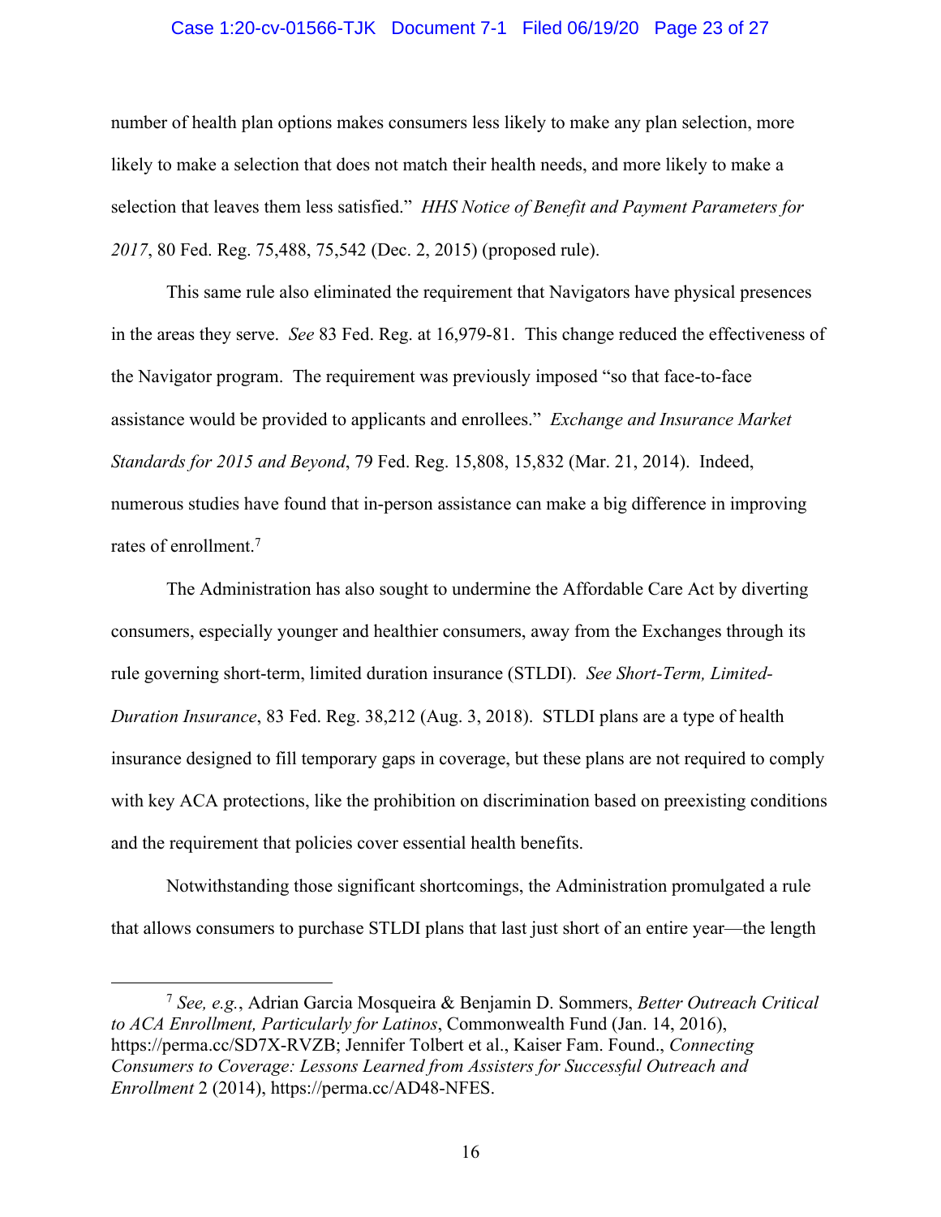number of health plan options makes consumers less likely to make any plan selection, more likely to make a selection that does not match their health needs, and more likely to make a selection that leaves them less satisfied." *HHS Notice of Benefit and Payment Parameters for 2017*, 80 Fed. Reg. 75,488, 75,542 (Dec. 2, 2015) (proposed rule).

This same rule also eliminated the requirement that Navigators have physical presences in the areas they serve. *See* 83 Fed. Reg. at 16,979-81. This change reduced the effectiveness of the Navigator program. The requirement was previously imposed "so that face-to-face assistance would be provided to applicants and enrollees." *Exchange and Insurance Market Standards for 2015 and Beyond*, 79 Fed. Reg. 15,808, 15,832 (Mar. 21, 2014). Indeed, numerous studies have found that in-person assistance can make a big difference in improving rates of enrollment.[7]

The Administration has also sought to undermine the Affordable Care Act by diverting consumers, especially younger and healthier consumers, away from the Exchanges through its rule governing short-term, limited duration insurance (STLDI). *See Short-Term, Limited-Duration Insurance*, 83 Fed. Reg. 38,212 (Aug. 3, 2018). STLDI plans are a type of health insurance designed to fill temporary gaps in coverage, but these plans are not required to comply with key ACA protections, like the prohibition on discrimination based on preexisting conditions and the requirement that policies cover essential health benefits.

Notwithstanding those significant shortcomings, the Administration promulgated a rule that allows consumers to purchase STLDI plans that last just short of an entire year—the length

[7] *See, e.g.*, Adrian Garcia Mosqueira & Benjamin D. Sommers, *Better Outreach Critical to ACA Enrollment, Particularly for Latinos*, Commonwealth Fund (Jan. 14, 2016), https://perma.cc/SD7X-RVZB; Jennifer Tolbert et al., Kaiser Fam. Found., *Connecting Consumers to Coverage: Lessons Learned from Assisters for Successful Outreach and Enrollment* 2 (2014), https://perma.cc/AD48-NFES.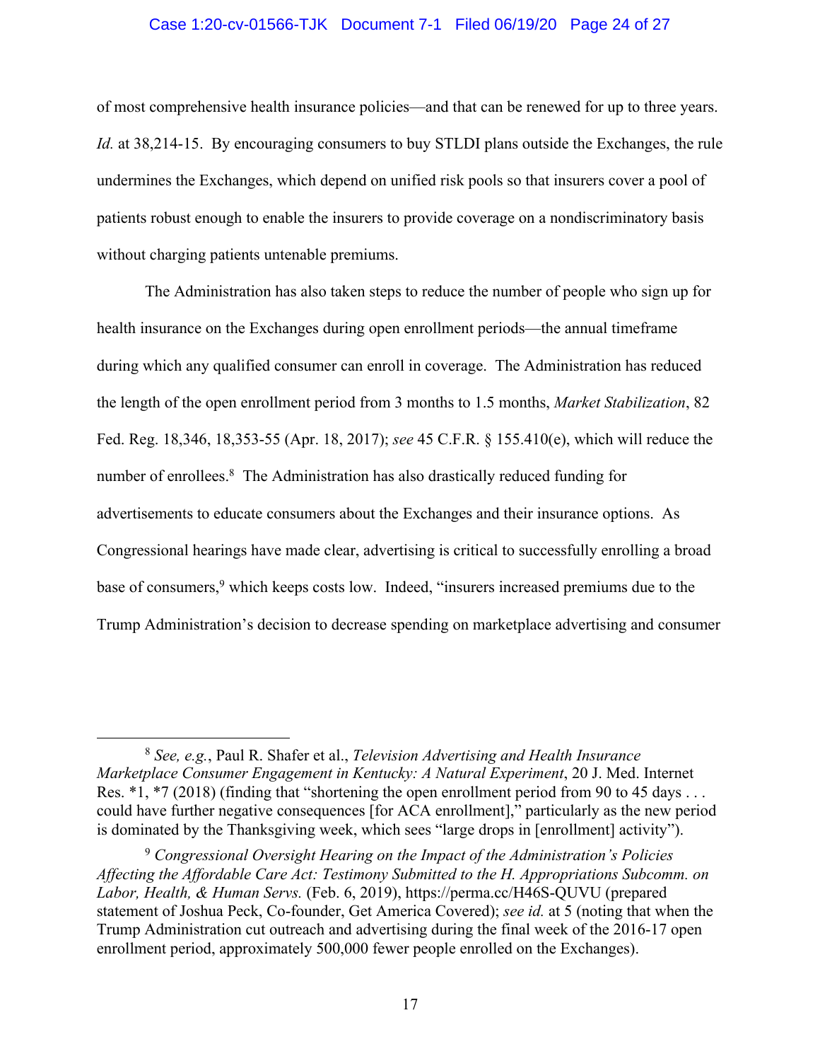of most comprehensive health insurance policies—and that can be renewed for up to three years. *Id.* at 38,214-15. By encouraging consumers to buy STLDI plans outside the Exchanges, the rule undermines the Exchanges, which depend on unified risk pools so that insurers cover a pool of patients robust enough to enable the insurers to provide coverage on a nondiscriminatory basis without charging patients untenable premiums.

The Administration has also taken steps to reduce the number of people who sign up for health insurance on the Exchanges during open enrollment periods—the annual timeframe during which any qualified consumer can enroll in coverage. The Administration has reduced the length of the open enrollment period from 3 months to 1.5 months, *Market Stabilization*, 82 Fed. Reg. 18,346, 18,353-55 (Apr. 18, 2017); *see* 45 C.F.R. § 155.410(e), which will reduce the number of enrollees.[8] The Administration has also drastically reduced funding for advertisements to educate consumers about the Exchanges and their insurance options. As Congressional hearings have made clear, advertising is critical to successfully enrolling a broad base of consumers,[9] which keeps costs low. Indeed, "insurers increased premiums due to the Trump Administration's decision to decrease spending on marketplace advertising and consumer

---

[8] *See, e.g.*, Paul R. Shafer et al., *Television Advertising and Health Insurance Marketplace Consumer Engagement in Kentucky: A Natural Experiment*, 20 J. Med. Internet Res. *1, *7 (2018) (finding that "shortening the open enrollment period from 90 to 45 days . . . could have further negative consequences [for ACA enrollment]," particularly as the new period is dominated by the Thanksgiving week, which sees "large drops in [enrollment] activity").

[9] *Congressional Oversight Hearing on the Impact of the Administration's Policies Affecting the Affordable Care Act: Testimony Submitted to the H. Appropriations Subcomm. on Labor, Health, & Human Servs.* (Feb. 6, 2019), https://perma.cc/H46S-QUVU (prepared statement of Joshua Peck, Co-founder, Get America Covered); *see id.* at 5 (noting that when the Trump Administration cut outreach and advertising during the final week of the 2016-17 open enrollment period, approximately 500,000 fewer people enrolled on the Exchanges).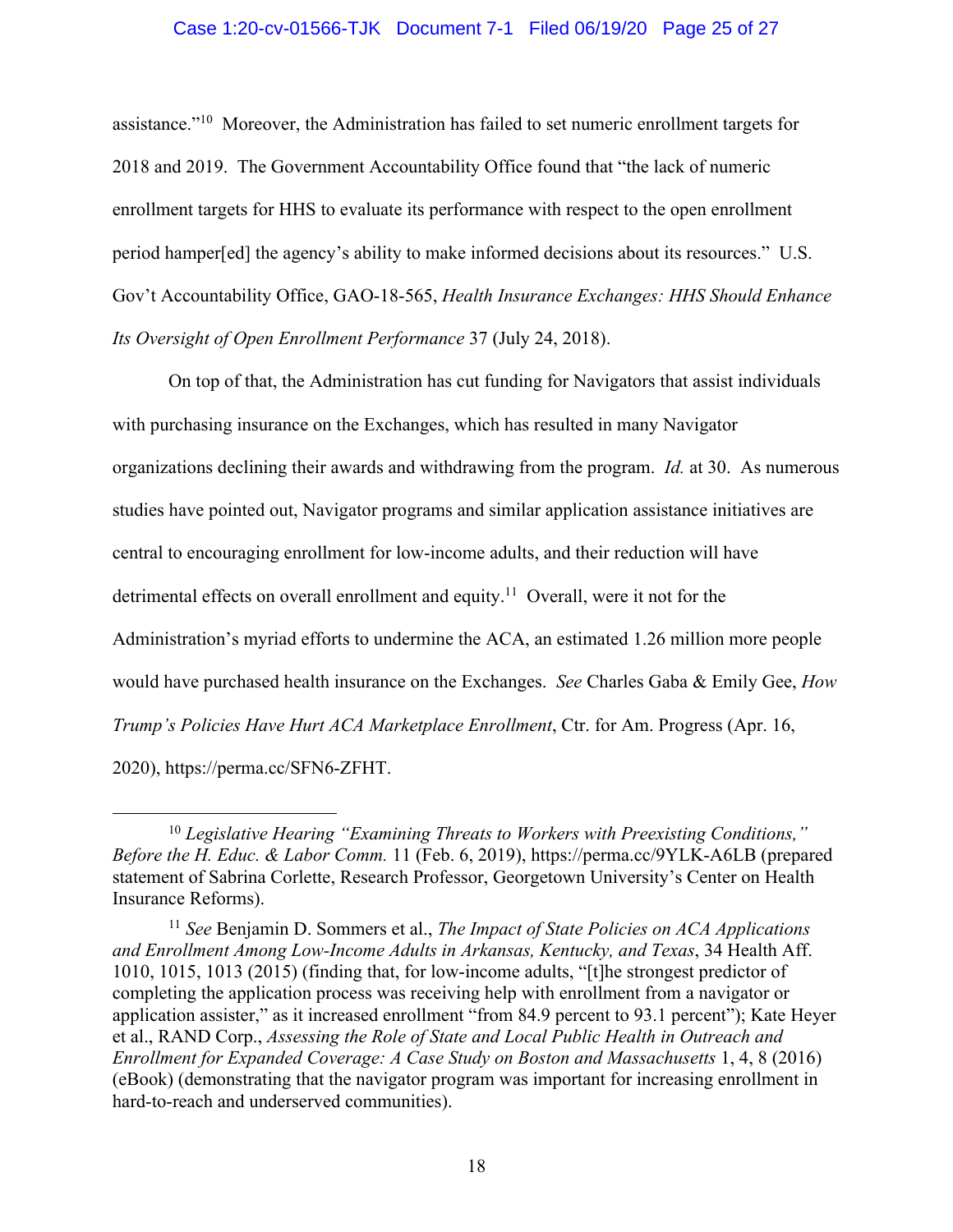assistance."[10] Moreover, the Administration has failed to set numeric enrollment targets for 2018 and 2019. The Government Accountability Office found that "the lack of numeric enrollment targets for HHS to evaluate its performance with respect to the open enrollment period hamper[ed] the agency's ability to make informed decisions about its resources." U.S. Gov't Accountability Office, GAO-18-565, *Health Insurance Exchanges: HHS Should Enhance Its Oversight of Open Enrollment Performance* 37 (July 24, 2018).

On top of that, the Administration has cut funding for Navigators that assist individuals with purchasing insurance on the Exchanges, which has resulted in many Navigator organizations declining their awards and withdrawing from the program. *Id.* at 30. As numerous studies have pointed out, Navigator programs and similar application assistance initiatives are central to encouraging enrollment for low-income adults, and their reduction will have detrimental effects on overall enrollment and equity.[11] Overall, were it not for the Administration's myriad efforts to undermine the ACA, an estimated 1.26 million more people would have purchased health insurance on the Exchanges. *See* Charles Gaba & Emily Gee, *How Trump's Policies Have Hurt ACA Marketplace Enrollment*, Ctr. for Am. Progress (Apr. 16, 2020), https://perma.cc/SFN6-ZFHT.

---

[10] *Legislative Hearing "Examining Threats to Workers with Preexisting Conditions," Before the H. Educ. & Labor Comm.* 11 (Feb. 6, 2019), https://perma.cc/9YLK-A6LB (prepared statement of Sabrina Corlette, Research Professor, Georgetown University's Center on Health Insurance Reforms).

[11] *See* Benjamin D. Sommers et al., *The Impact of State Policies on ACA Applications and Enrollment Among Low-Income Adults in Arkansas, Kentucky, and Texas*, 34 Health Aff. 1010, 1015, 1013 (2015) (finding that, for low-income adults, "[t]he strongest predictor of completing the application process was receiving help with enrollment from a navigator or application assister," as it increased enrollment "from 84.9 percent to 93.1 percent"); Kate Heyer et al., RAND Corp., *Assessing the Role of State and Local Public Health in Outreach and Enrollment for Expanded Coverage: A Case Study on Boston and Massachusetts* 1, 4, 8 (2016) (eBook) (demonstrating that the navigator program was important for increasing enrollment in hard-to-reach and underserved communities).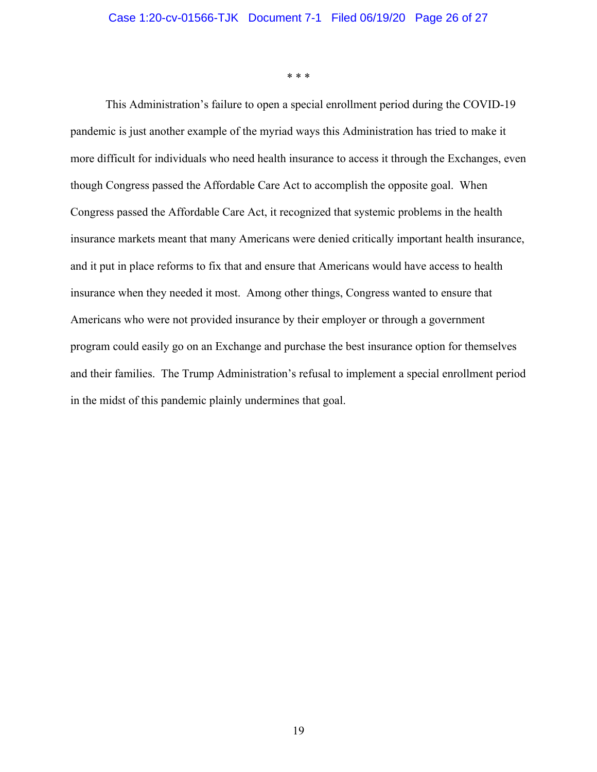\* \* \*

This Administration's failure to open a special enrollment period during the COVID-19 pandemic is just another example of the myriad ways this Administration has tried to make it more difficult for individuals who need health insurance to access it through the Exchanges, even though Congress passed the Affordable Care Act to accomplish the opposite goal. When Congress passed the Affordable Care Act, it recognized that systemic problems in the health insurance markets meant that many Americans were denied critically important health insurance, and it put in place reforms to fix that and ensure that Americans would have access to health insurance when they needed it most. Among other things, Congress wanted to ensure that Americans who were not provided insurance by their employer or through a government program could easily go on an Exchange and purchase the best insurance option for themselves and their families. The Trump Administration's refusal to implement a special enrollment period in the midst of this pandemic plainly undermines that goal.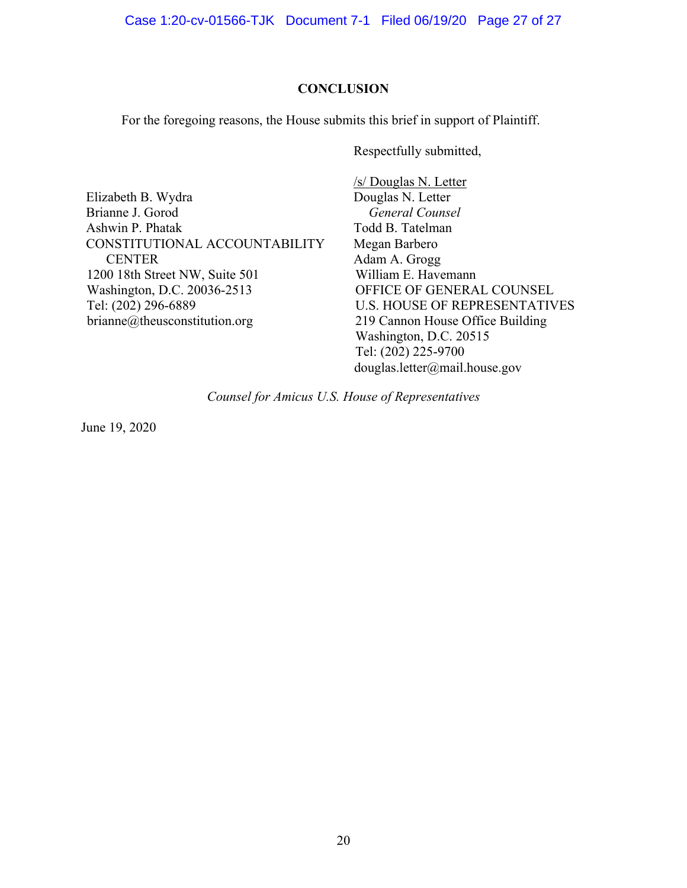## CONCLUSION

For the foregoing reasons, the House submits this brief in support of Plaintiff.

Respectfully submitted,

/s/ Douglas N. Letter
Douglas N. Letter
*General Counsel*
Todd B. Tatelman
Megan Barbero
Adam A. Grogg
William E. Havemann
OFFICE OF GENERAL COUNSEL
U.S. HOUSE OF REPRESENTATIVES
219 Cannon House Office Building
Washington, D.C. 20515
Tel: (202) 225-9700
douglas.letter@mail.house.gov

Elizabeth B. Wydra
Brianne J. Gorod
Ashwin P. Phatak
CONSTITUTIONAL ACCOUNTABILITY CENTER
1200 18th Street NW, Suite 501
Washington, D.C. 20036-2513
Tel: (202) 296-6889
brianne@theusconstitution.org

*Counsel for Amicus U.S. House of Representatives*

June 19, 2020